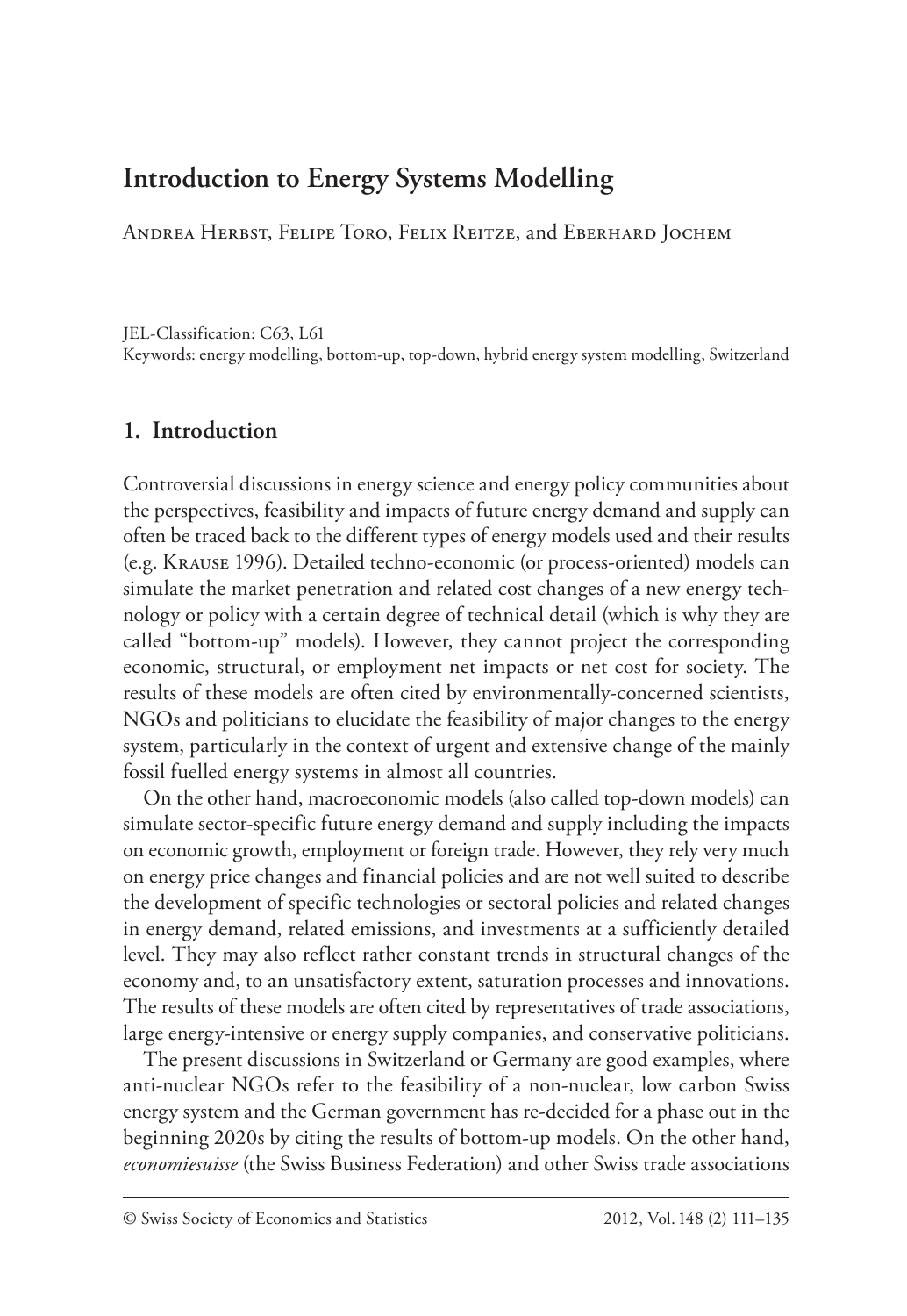# Introduction to Energy Systems Modelling

Andrea Herbst, Felipe Toro, Felix Reitze, and Eberhard Jochem

JEL-Classification: C63, L61
Keywords: energy modelling, bottom-up, top-down, hybrid energy system modelling, Switzerland

## 1. Introduction

Controversial discussions in energy science and energy policy communities about the perspectives, feasibility and impacts of future energy demand and supply can often be traced back to the different types of energy models used and their results (e.g. Krause 1996). Detailed techno-economic (or process-oriented) models can simulate the market penetration and related cost changes of a new energy technology or policy with a certain degree of technical detail (which is why they are called "bottom-up" models). However, they cannot project the corresponding economic, structural, or employment net impacts or net cost for society. The results of these models are often cited by environmentally-concerned scientists, NGOs and politicians to elucidate the feasibility of major changes to the energy system, particularly in the context of urgent and extensive change of the mainly fossil fuelled energy systems in almost all countries.

On the other hand, macroeconomic models (also called top-down models) can simulate sector-specific future energy demand and supply including the impacts on economic growth, employment or foreign trade. However, they rely very much on energy price changes and financial policies and are not well suited to describe the development of specific technologies or sectoral policies and related changes in energy demand, related emissions, and investments at a sufficiently detailed level. They may also reflect rather constant trends in structural changes of the economy and, to an unsatisfactory extent, saturation processes and innovations. The results of these models are often cited by representatives of trade associations, large energy-intensive or energy supply companies, and conservative politicians.

The present discussions in Switzerland or Germany are good examples, where anti-nuclear NGOs refer to the feasibility of a non-nuclear, low carbon Swiss energy system and the German government has re-decided for a phase out in the beginning 2020s by citing the results of bottom-up models. On the other hand, *economiesuisse* (the Swiss Business Federation) and other Swiss trade associations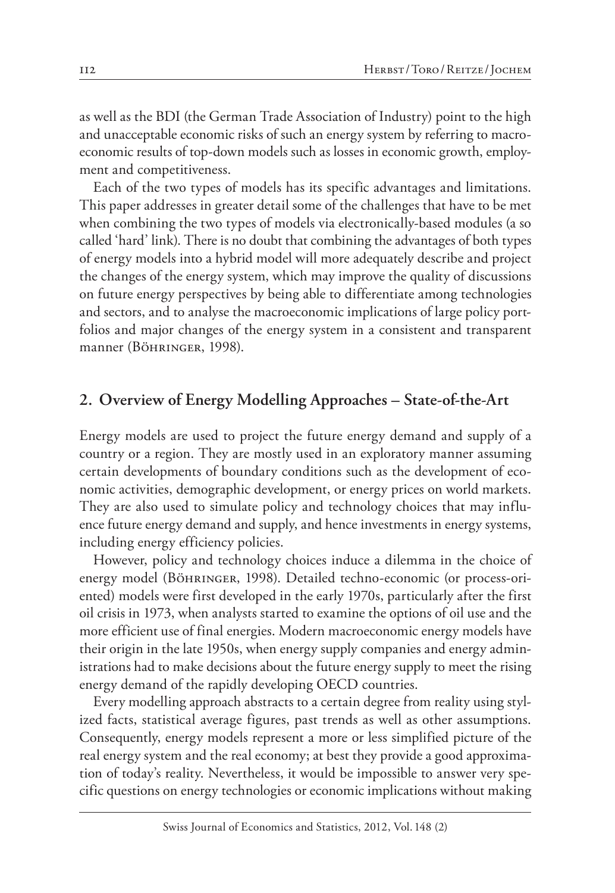as well as the BDI (the German Trade Association of Industry) point to the high and unacceptable economic risks of such an energy system by referring to macroeconomic results of top-down models such as losses in economic growth, employment and competitiveness.

Each of the two types of models has its specific advantages and limitations. This paper addresses in greater detail some of the challenges that have to be met when combining the two types of models via electronically-based modules (a so called 'hard' link). There is no doubt that combining the advantages of both types of energy models into a hybrid model will more adequately describe and project the changes of the energy system, which may improve the quality of discussions on future energy perspectives by being able to differentiate among technologies and sectors, and to analyse the macroeconomic implications of large policy portfolios and major changes of the energy system in a consistent and transparent manner (Böhringer, 1998).

## 2. Overview of Energy Modelling Approaches – State-of-the-Art

Energy models are used to project the future energy demand and supply of a country or a region. They are mostly used in an exploratory manner assuming certain developments of boundary conditions such as the development of economic activities, demographic development, or energy prices on world markets. They are also used to simulate policy and technology choices that may influence future energy demand and supply, and hence investments in energy systems, including energy efficiency policies.

However, policy and technology choices induce a dilemma in the choice of energy model (Böhringer, 1998). Detailed techno-economic (or process-oriented) models were first developed in the early 1970s, particularly after the first oil crisis in 1973, when analysts started to examine the options of oil use and the more efficient use of final energies. Modern macroeconomic energy models have their origin in the late 1950s, when energy supply companies and energy administrations had to make decisions about the future energy supply to meet the rising energy demand of the rapidly developing OECD countries.

Every modelling approach abstracts to a certain degree from reality using stylized facts, statistical average figures, past trends as well as other assumptions. Consequently, energy models represent a more or less simplified picture of the real energy system and the real economy; at best they provide a good approximation of today's reality. Nevertheless, it would be impossible to answer very specific questions on energy technologies or economic implications without making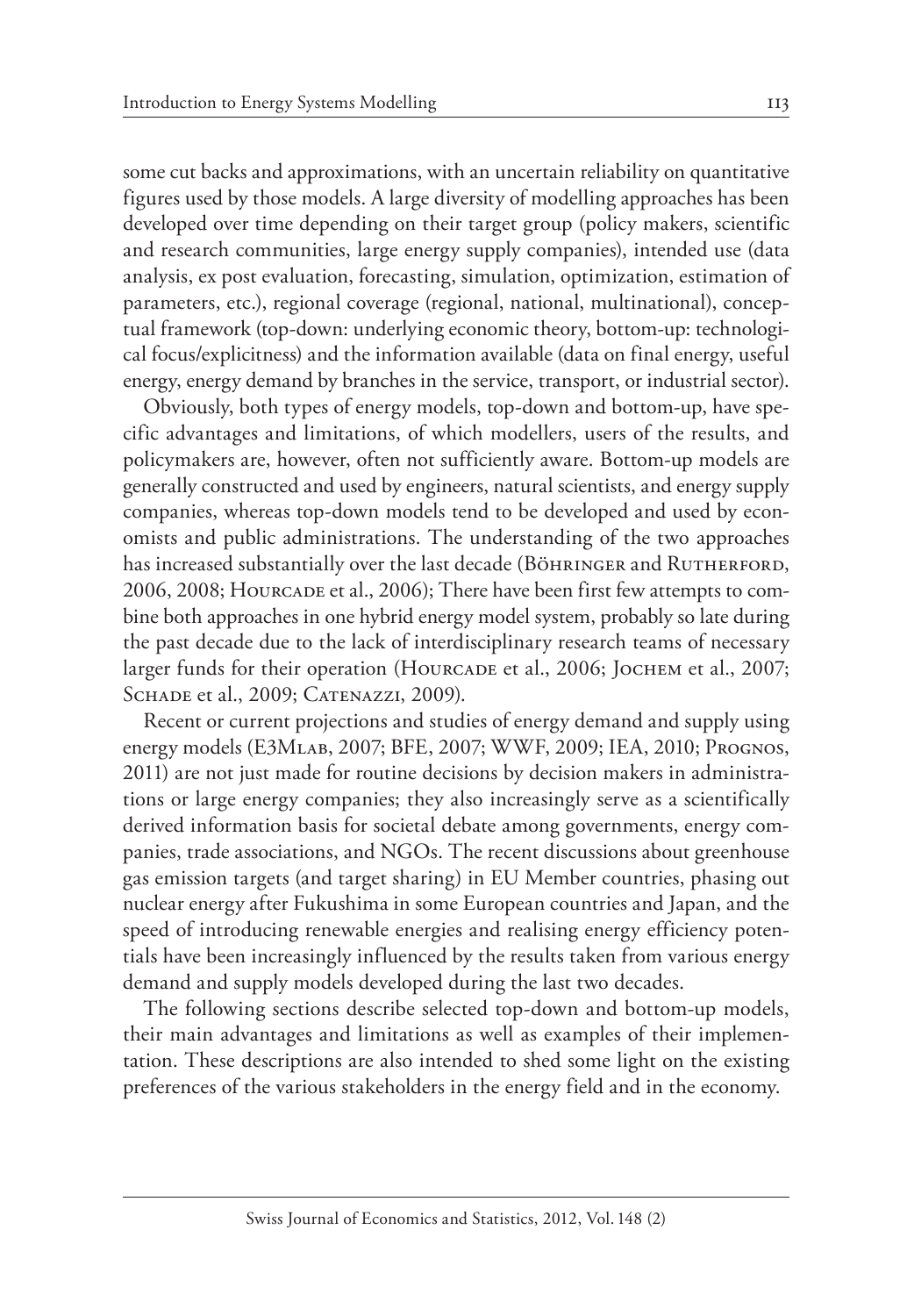some cut backs and approximations, with an uncertain reliability on quantitative figures used by those models. A large diversity of modelling approaches has been developed over time depending on their target group (policy makers, scientific and research communities, large energy supply companies), intended use (data analysis, ex post evaluation, forecasting, simulation, optimization, estimation of parameters, etc.), regional coverage (regional, national, multinational), conceptual framework (top-down: underlying economic theory, bottom-up: technological focus/explicitness) and the information available (data on final energy, useful energy, energy demand by branches in the service, transport, or industrial sector).

Obviously, both types of energy models, top-down and bottom-up, have specific advantages and limitations, of which modellers, users of the results, and policymakers are, however, often not sufficiently aware. Bottom-up models are generally constructed and used by engineers, natural scientists, and energy supply companies, whereas top-down models tend to be developed and used by economists and public administrations. The understanding of the two approaches has increased substantially over the last decade (Böhringer and Rutherford, 2006, 2008; Hourcade et al., 2006); There have been first few attempts to combine both approaches in one hybrid energy model system, probably so late during the past decade due to the lack of interdisciplinary research teams of necessary larger funds for their operation (Hourcade et al., 2006; Jochem et al., 2007; Schade et al., 2009; Catenazzi, 2009).

Recent or current projections and studies of energy demand and supply using energy models (E3Mlab, 2007; BFE, 2007; WWF, 2009; IEA, 2010; Prognos, 2011) are not just made for routine decisions by decision makers in administrations or large energy companies; they also increasingly serve as a scientifically derived information basis for societal debate among governments, energy companies, trade associations, and NGOs. The recent discussions about greenhouse gas emission targets (and target sharing) in EU Member countries, phasing out nuclear energy after Fukushima in some European countries and Japan, and the speed of introducing renewable energies and realising energy efficiency potentials have been increasingly influenced by the results taken from various energy demand and supply models developed during the last two decades.

The following sections describe selected top-down and bottom-up models, their main advantages and limitations as well as examples of their implementation. These descriptions are also intended to shed some light on the existing preferences of the various stakeholders in the energy field and in the economy.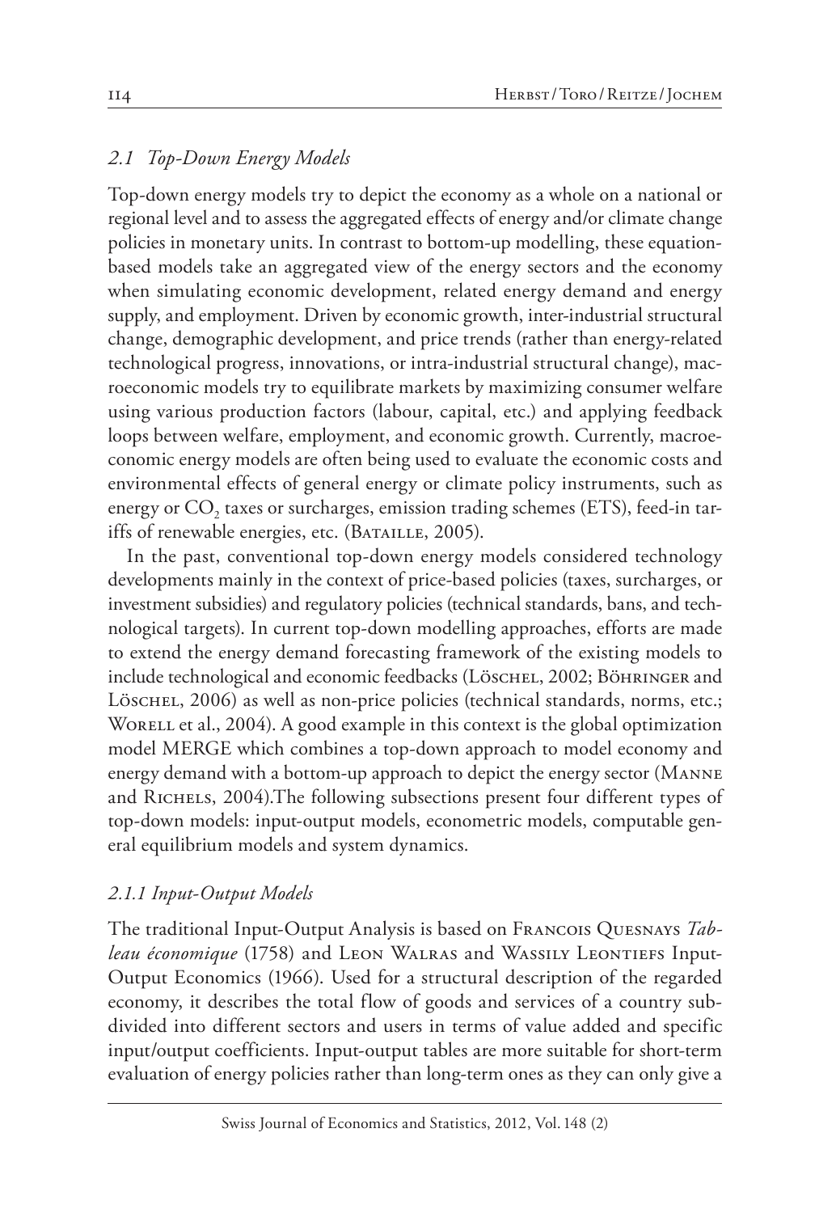### *2.1 Top-Down Energy Models*

Top-down energy models try to depict the economy as a whole on a national or regional level and to assess the aggregated effects of energy and/or climate change policies in monetary units. In contrast to bottom-up modelling, these equation-based models take an aggregated view of the energy sectors and the economy when simulating economic development, related energy demand and energy supply, and employment. Driven by economic growth, inter-industrial structural change, demographic development, and price trends (rather than energy-related technological progress, innovations, or intra-industrial structural change), macroeconomic models try to equilibrate markets by maximizing consumer welfare using various production factors (labour, capital, etc.) and applying feedback loops between welfare, employment, and economic growth. Currently, macroeconomic energy models are often being used to evaluate the economic costs and environmental effects of general energy or climate policy instruments, such as energy or $CO_2$ taxes or surcharges, emission trading schemes (ETS), feed-in tariffs of renewable energies, etc. (Bataille, 2005).

In the past, conventional top-down energy models considered technology developments mainly in the context of price-based policies (taxes, surcharges, or investment subsidies) and regulatory policies (technical standards, bans, and technological targets). In current top-down modelling approaches, efforts are made to extend the energy demand forecasting framework of the existing models to include technological and economic feedbacks (Löschel, 2002; Böhringer and Löschel, 2006) as well as non-price policies (technical standards, norms, etc.; Worell et al., 2004). A good example in this context is the global optimization model MERGE which combines a top-down approach to model economy and energy demand with a bottom-up approach to depict the energy sector (Manne and Richels, 2004).The following subsections present four different types of top-down models: input-output models, econometric models, computable general equilibrium models and system dynamics.

#### *2.1.1 Input-Output Models*

The traditional Input-Output Analysis is based on Francois Quesnays *Tableau économique* (1758) and Leon Walras and Wassily Leontiefs Input-Output Economics (1966). Used for a structural description of the regarded economy, it describes the total flow of goods and services of a country subdivided into different sectors and users in terms of value added and specific input/output coefficients. Input-output tables are more suitable for short-term evaluation of energy policies rather than long-term ones as they can only give a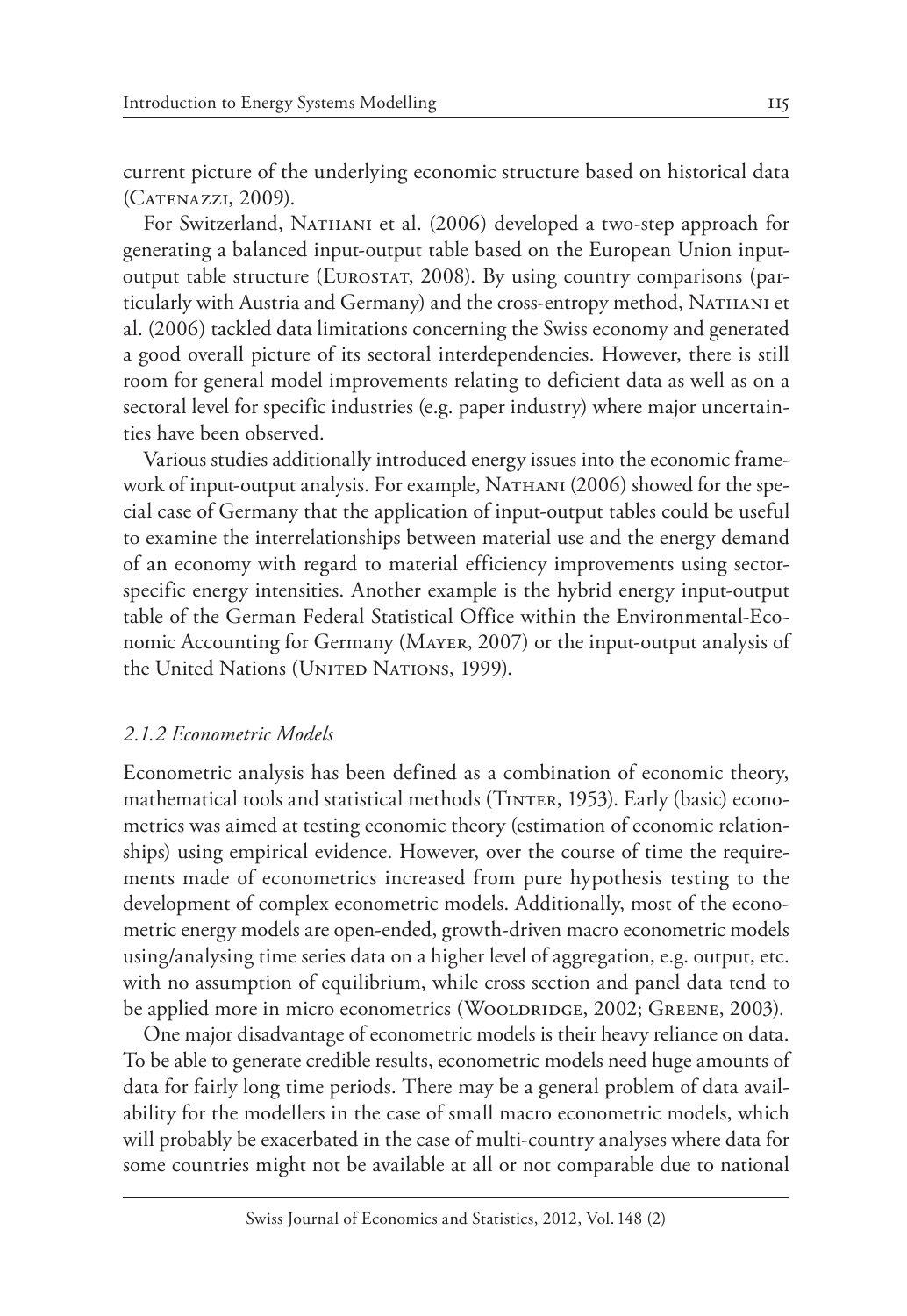current picture of the underlying economic structure based on historical data (Catenazzi, 2009).

For Switzerland, Nathani et al. (2006) developed a two-step approach for generating a balanced input-output table based on the European Union input-output table structure (Eurostat, 2008). By using country comparisons (particularly with Austria and Germany) and the cross-entropy method, Nathani et al. (2006) tackled data limitations concerning the Swiss economy and generated a good overall picture of its sectoral interdependencies. However, there is still room for general model improvements relating to deficient data as well as on a sectoral level for specific industries (e.g. paper industry) where major uncertainties have been observed.

Various studies additionally introduced energy issues into the economic framework of input-output analysis. For example, Nathani (2006) showed for the special case of Germany that the application of input-output tables could be useful to examine the interrelationships between material use and the energy demand of an economy with regard to material efficiency improvements using sector-specific energy intensities. Another example is the hybrid energy input-output table of the German Federal Statistical Office within the Environmental-Economic Accounting for Germany (Mayer, 2007) or the input-output analysis of the United Nations (United Nations, 1999).

### *2.1.2 Econometric Models*

Econometric analysis has been defined as a combination of economic theory, mathematical tools and statistical methods (Tinter, 1953). Early (basic) econometrics was aimed at testing economic theory (estimation of economic relationships) using empirical evidence. However, over the course of time the requirements made of econometrics increased from pure hypothesis testing to the development of complex econometric models. Additionally, most of the econometric energy models are open-ended, growth-driven macro econometric models using/analysing time series data on a higher level of aggregation, e.g. output, etc. with no assumption of equilibrium, while cross section and panel data tend to be applied more in micro econometrics (Wooldridge, 2002; Greene, 2003).

One major disadvantage of econometric models is their heavy reliance on data. To be able to generate credible results, econometric models need huge amounts of data for fairly long time periods. There may be a general problem of data availability for the modellers in the case of small macro econometric models, which will probably be exacerbated in the case of multi-country analyses where data for some countries might not be available at all or not comparable due to national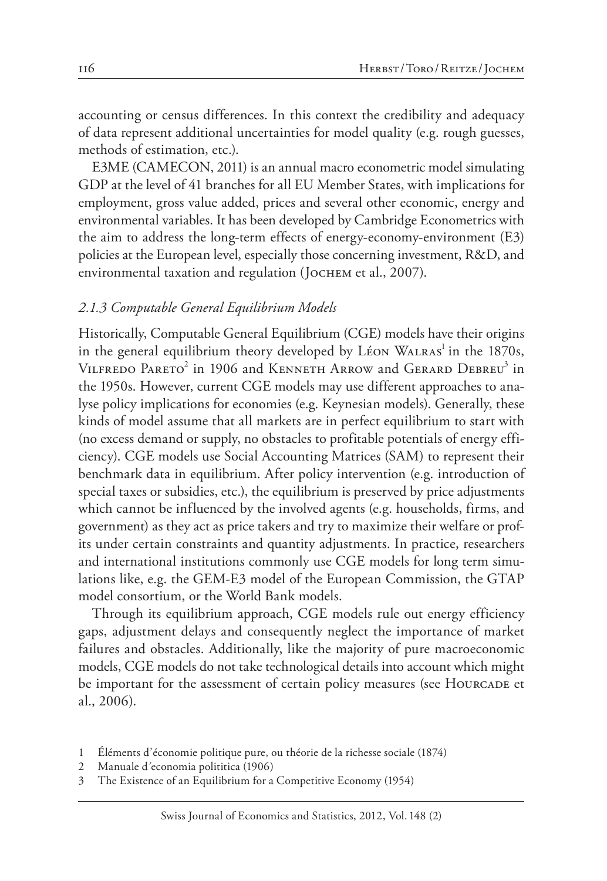accounting or census differences. In this context the credibility and adequacy of data represent additional uncertainties for model quality (e.g. rough guesses, methods of estimation, etc.).

E3ME (CAMECON, 2011) is an annual macro econometric model simulating GDP at the level of 41 branches for all EU Member States, with implications for employment, gross value added, prices and several other economic, energy and environmental variables. It has been developed by Cambridge Econometrics with the aim to address the long-term effects of energy-economy-environment (E3) policies at the European level, especially those concerning investment, R&D, and environmental taxation and regulation (Jochem et al., 2007).

### *2.1.3 Computable General Equilibrium Models*

Historically, Computable General Equilibrium (CGE) models have their origins in the general equilibrium theory developed by Léon Walras[1] in the 1870s, Vilfredo Pareto[2] in 1906 and Kenneth Arrow and Gerard Debreu[3] in the 1950s. However, current CGE models may use different approaches to analyse policy implications for economies (e.g. Keynesian models). Generally, these kinds of model assume that all markets are in perfect equilibrium to start with (no excess demand or supply, no obstacles to profitable potentials of energy efficiency). CGE models use Social Accounting Matrices (SAM) to represent their benchmark data in equilibrium. After policy intervention (e.g. introduction of special taxes or subsidies, etc.), the equilibrium is preserved by price adjustments which cannot be influenced by the involved agents (e.g. households, firms, and government) as they act as price takers and try to maximize their welfare or profits under certain constraints and quantity adjustments. In practice, researchers and international institutions commonly use CGE models for long term simulations like, e.g. the GEM-E3 model of the European Commission, the GTAP model consortium, or the World Bank models.

Through its equilibrium approach, CGE models rule out energy efficiency gaps, adjustment delays and consequently neglect the importance of market failures and obstacles. Additionally, like the majority of pure macroeconomic models, CGE models do not take technological details into account which might be important for the assessment of certain policy measures (see Hourcade et al., 2006).

---

1 Éléments d'économie politique pure, ou théorie de la richesse sociale (1874)

2 Manuale d´economia polititica (1906)

3 The Existence of an Equilibrium for a Competitive Economy (1954)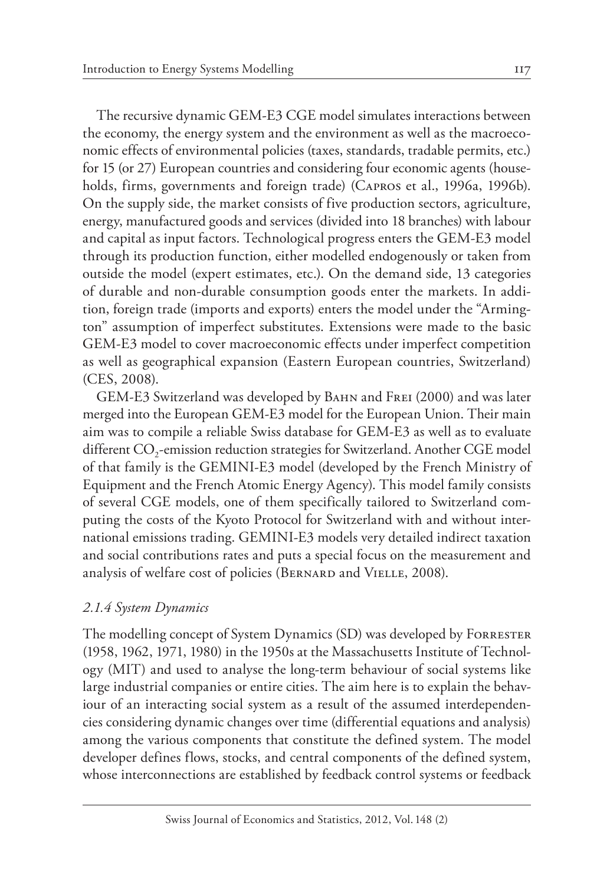The recursive dynamic GEM-E3 CGE model simulates interactions between the economy, the energy system and the environment as well as the macroeconomic effects of environmental policies (taxes, standards, tradable permits, etc.) for 15 (or 27) European countries and considering four economic agents (households, firms, governments and foreign trade) (Capros et al., 1996a, 1996b). On the supply side, the market consists of five production sectors, agriculture, energy, manufactured goods and services (divided into 18 branches) with labour and capital as input factors. Technological progress enters the GEM-E3 model through its production function, either modelled endogenously or taken from outside the model (expert estimates, etc.). On the demand side, 13 categories of durable and non-durable consumption goods enter the markets. In addition, foreign trade (imports and exports) enters the model under the "Armington" assumption of imperfect substitutes. Extensions were made to the basic GEM-E3 model to cover macroeconomic effects under imperfect competition as well as geographical expansion (Eastern European countries, Switzerland) (CES, 2008).

GEM-E3 Switzerland was developed by Bahn and Frei (2000) and was later merged into the European GEM-E3 model for the European Union. Their main aim was to compile a reliable Swiss database for GEM-E3 as well as to evaluate different $CO_2$-emission reduction strategies for Switzerland. Another CGE model of that family is the GEMINI-E3 model (developed by the French Ministry of Equipment and the French Atomic Energy Agency). This model family consists of several CGE models, one of them specifically tailored to Switzerland computing the costs of the Kyoto Protocol for Switzerland with and without international emissions trading. GEMINI-E3 models very detailed indirect taxation and social contributions rates and puts a special focus on the measurement and analysis of welfare cost of policies (Bernard and Vielle, 2008).

### *2.1.4 System Dynamics*

The modelling concept of System Dynamics (SD) was developed by Forrester (1958, 1962, 1971, 1980) in the 1950s at the Massachusetts Institute of Technology (MIT) and used to analyse the long-term behaviour of social systems like large industrial companies or entire cities. The aim here is to explain the behaviour of an interacting social system as a result of the assumed interdependencies considering dynamic changes over time (differential equations and analysis) among the various components that constitute the defined system. The model developer defines flows, stocks, and central components of the defined system, whose interconnections are established by feedback control systems or feedback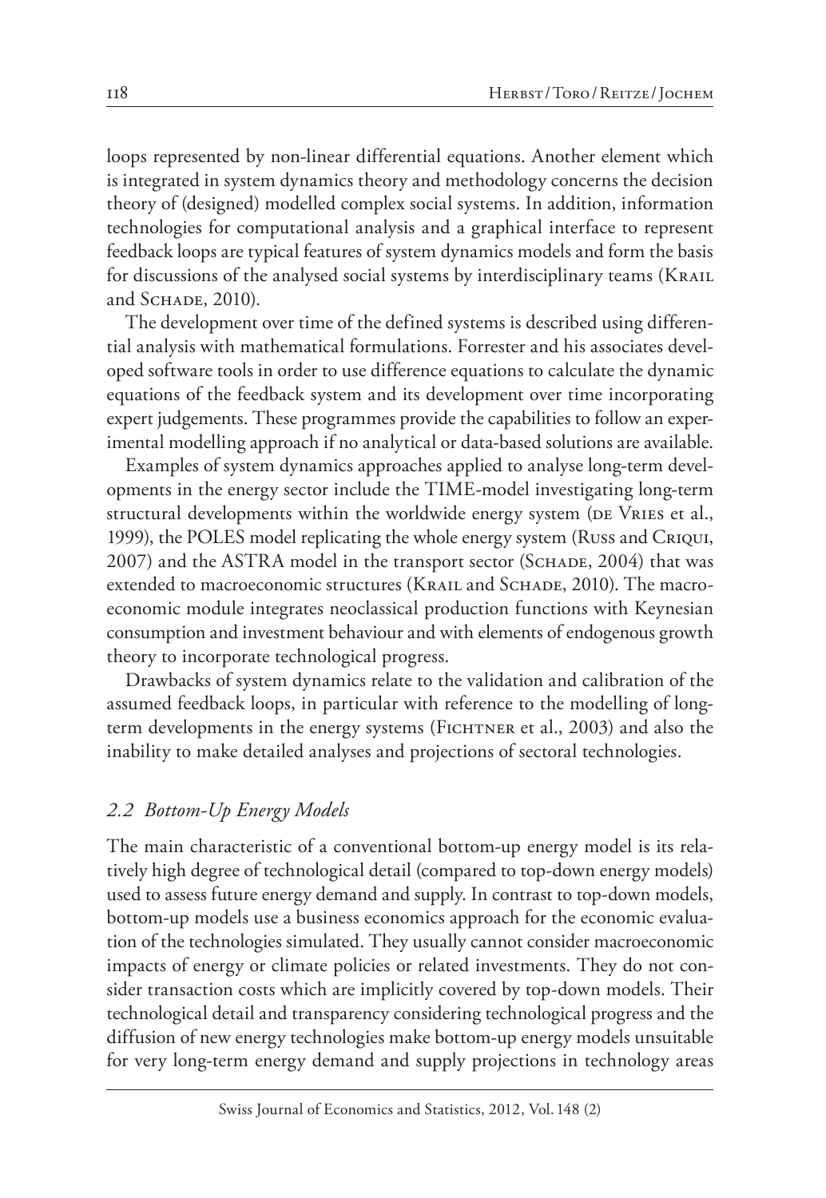loops represented by non-linear differential equations. Another element which is integrated in system dynamics theory and methodology concerns the decision theory of (designed) modelled complex social systems. In addition, information technologies for computational analysis and a graphical interface to represent feedback loops are typical features of system dynamics models and form the basis for discussions of the analysed social systems by interdisciplinary teams (Krail and Schade, 2010).

The development over time of the defined systems is described using differential analysis with mathematical formulations. Forrester and his associates developed software tools in order to use difference equations to calculate the dynamic equations of the feedback system and its development over time incorporating expert judgements. These programmes provide the capabilities to follow an experimental modelling approach if no analytical or data-based solutions are available.

Examples of system dynamics approaches applied to analyse long-term developments in the energy sector include the TIME-model investigating long-term structural developments within the worldwide energy system (de Vries et al., 1999), the POLES model replicating the whole energy system (Russ and Criqui, 2007) and the ASTRA model in the transport sector (Schade, 2004) that was extended to macroeconomic structures (Krail and Schade, 2010). The macroeconomic module integrates neoclassical production functions with Keynesian consumption and investment behaviour and with elements of endogenous growth theory to incorporate technological progress.

Drawbacks of system dynamics relate to the validation and calibration of the assumed feedback loops, in particular with reference to the modelling of long-term developments in the energy systems (Fichtner et al., 2003) and also the inability to make detailed analyses and projections of sectoral technologies.

### *2.2 Bottom-Up Energy Models*

The main characteristic of a conventional bottom-up energy model is its relatively high degree of technological detail (compared to top-down energy models) used to assess future energy demand and supply. In contrast to top-down models, bottom-up models use a business economics approach for the economic evaluation of the technologies simulated. They usually cannot consider macroeconomic impacts of energy or climate policies or related investments. They do not consider transaction costs which are implicitly covered by top-down models. Their technological detail and transparency considering technological progress and the diffusion of new energy technologies make bottom-up energy models unsuitable for very long-term energy demand and supply projections in technology areas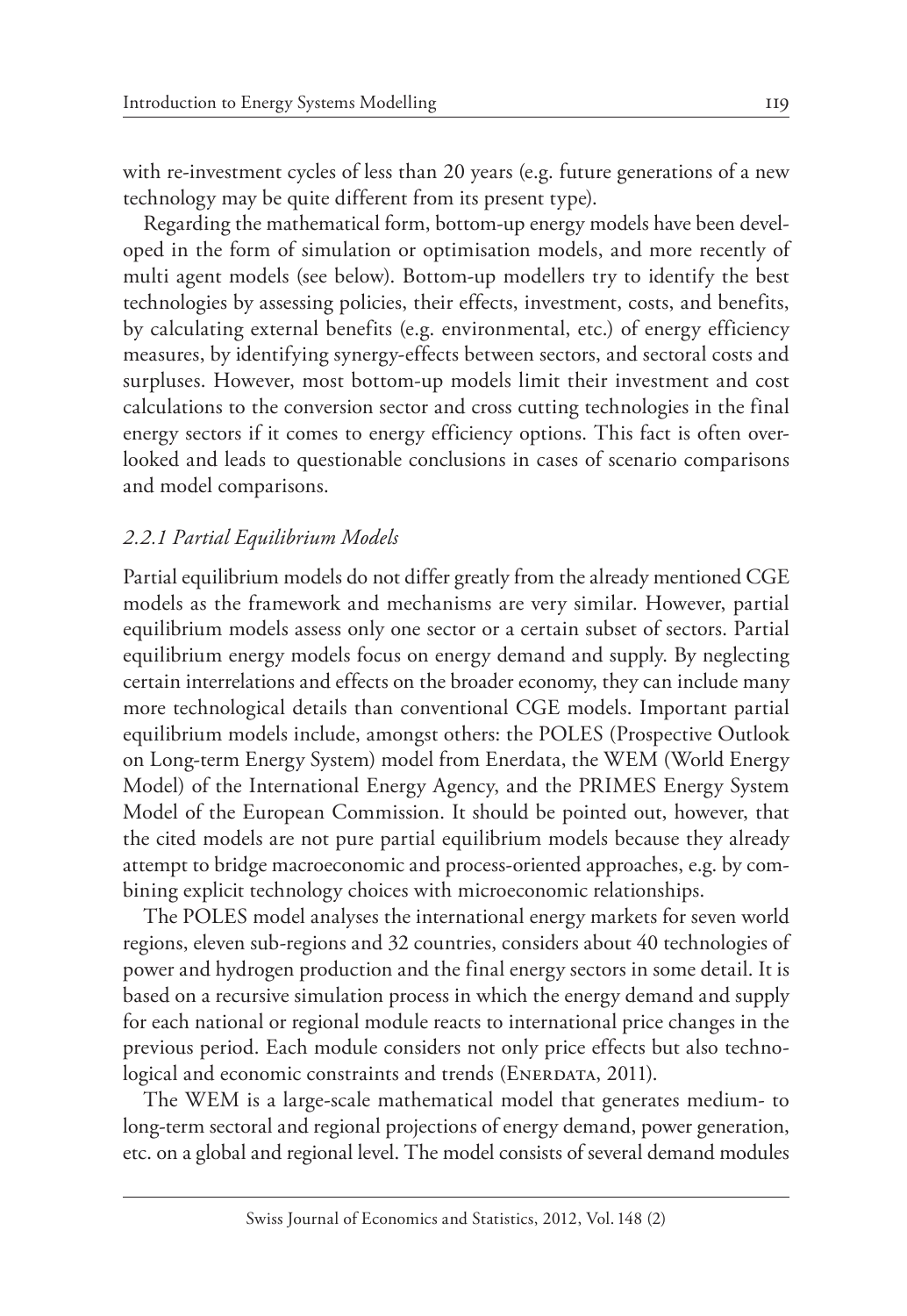with re-investment cycles of less than 20 years (e.g. future generations of a new technology may be quite different from its present type).

Regarding the mathematical form, bottom-up energy models have been developed in the form of simulation or optimisation models, and more recently of multi agent models (see below). Bottom-up modellers try to identify the best technologies by assessing policies, their effects, investment, costs, and benefits, by calculating external benefits (e.g. environmental, etc.) of energy efficiency measures, by identifying synergy-effects between sectors, and sectoral costs and surpluses. However, most bottom-up models limit their investment and cost calculations to the conversion sector and cross cutting technologies in the final energy sectors if it comes to energy efficiency options. This fact is often overlooked and leads to questionable conclusions in cases of scenario comparisons and model comparisons.

### *2.2.1 Partial Equilibrium Models*

Partial equilibrium models do not differ greatly from the already mentioned CGE models as the framework and mechanisms are very similar. However, partial equilibrium models assess only one sector or a certain subset of sectors. Partial equilibrium energy models focus on energy demand and supply. By neglecting certain interrelations and effects on the broader economy, they can include many more technological details than conventional CGE models. Important partial equilibrium models include, amongst others: the POLES (Prospective Outlook on Long-term Energy System) model from Enerdata, the WEM (World Energy Model) of the International Energy Agency, and the PRIMES Energy System Model of the European Commission. It should be pointed out, however, that the cited models are not pure partial equilibrium models because they already attempt to bridge macroeconomic and process-oriented approaches, e.g. by combining explicit technology choices with microeconomic relationships.

The POLES model analyses the international energy markets for seven world regions, eleven sub-regions and 32 countries, considers about 40 technologies of power and hydrogen production and the final energy sectors in some detail. It is based on a recursive simulation process in which the energy demand and supply for each national or regional module reacts to international price changes in the previous period. Each module considers not only price effects but also technological and economic constraints and trends (Enerdata, 2011).

The WEM is a large-scale mathematical model that generates medium- to long-term sectoral and regional projections of energy demand, power generation, etc. on a global and regional level. The model consists of several demand modules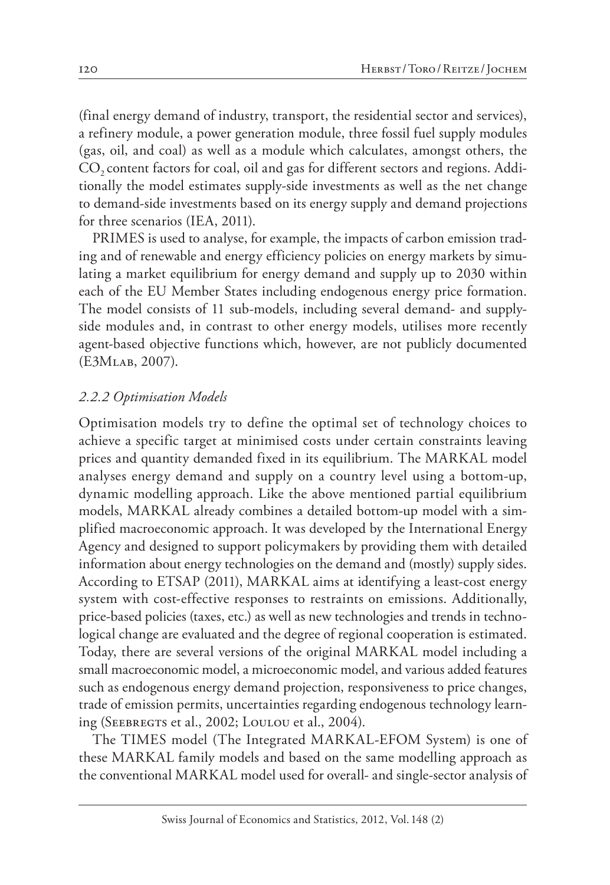(final energy demand of industry, transport, the residential sector and services), a refinery module, a power generation module, three fossil fuel supply modules (gas, oil, and coal) as well as a module which calculates, amongst others, the $CO_2$ content factors for coal, oil and gas for different sectors and regions. Additionally the model estimates supply-side investments as well as the net change to demand-side investments based on its energy supply and demand projections for three scenarios (IEA, 2011).

PRIMES is used to analyse, for example, the impacts of carbon emission trading and of renewable and energy efficiency policies on energy markets by simulating a market equilibrium for energy demand and supply up to 2030 within each of the EU Member States including endogenous energy price formation. The model consists of 11 sub-models, including several demand- and supply-side modules and, in contrast to other energy models, utilises more recently agent-based objective functions which, however, are not publicly documented (E3Mlab, 2007).

### *2.2.2 Optimisation Models*

Optimisation models try to define the optimal set of technology choices to achieve a specific target at minimised costs under certain constraints leaving prices and quantity demanded fixed in its equilibrium. The MARKAL model analyses energy demand and supply on a country level using a bottom-up, dynamic modelling approach. Like the above mentioned partial equilibrium models, MARKAL already combines a detailed bottom-up model with a simplified macroeconomic approach. It was developed by the International Energy Agency and designed to support policymakers by providing them with detailed information about energy technologies on the demand and (mostly) supply sides. According to ETSAP (2011), MARKAL aims at identifying a least-cost energy system with cost-effective responses to restraints on emissions. Additionally, price-based policies (taxes, etc.) as well as new technologies and trends in technological change are evaluated and the degree of regional cooperation is estimated. Today, there are several versions of the original MARKAL model including a small macroeconomic model, a microeconomic model, and various added features such as endogenous energy demand projection, responsiveness to price changes, trade of emission permits, uncertainties regarding endogenous technology learning (Seebregts et al., 2002; Loulou et al., 2004).

The TIMES model (The Integrated MARKAL-EFOM System) is one of these MARKAL family models and based on the same modelling approach as the conventional MARKAL model used for overall- and single-sector analysis of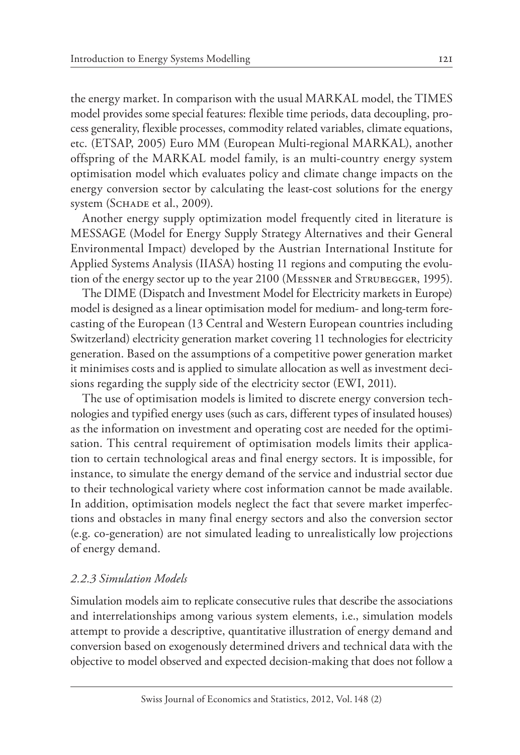the energy market. In comparison with the usual MARKAL model, the TIMES model provides some special features: flexible time periods, data decoupling, process generality, flexible processes, commodity related variables, climate equations, etc. (ETSAP, 2005) Euro MM (European Multi-regional MARKAL), another offspring of the MARKAL model family, is an multi-country energy system optimisation model which evaluates policy and climate change impacts on the energy conversion sector by calculating the least-cost solutions for the energy system (Schade et al., 2009).

Another energy supply optimization model frequently cited in literature is MESSAGE (Model for Energy Supply Strategy Alternatives and their General Environmental Impact) developed by the Austrian International Institute for Applied Systems Analysis (IIASA) hosting 11 regions and computing the evolution of the energy sector up to the year 2100 (Messner and Strubegger, 1995).

The DIME (Dispatch and Investment Model for Electricity markets in Europe) model is designed as a linear optimisation model for medium- and long-term forecasting of the European (13 Central and Western European countries including Switzerland) electricity generation market covering 11 technologies for electricity generation. Based on the assumptions of a competitive power generation market it minimises costs and is applied to simulate allocation as well as investment decisions regarding the supply side of the electricity sector (EWI, 2011).

The use of optimisation models is limited to discrete energy conversion technologies and typified energy uses (such as cars, different types of insulated houses) as the information on investment and operating cost are needed for the optimisation. This central requirement of optimisation models limits their application to certain technological areas and final energy sectors. It is impossible, for instance, to simulate the energy demand of the service and industrial sector due to their technological variety where cost information cannot be made available. In addition, optimisation models neglect the fact that severe market imperfections and obstacles in many final energy sectors and also the conversion sector (e.g. co-generation) are not simulated leading to unrealistically low projections of energy demand.

### *2.2.3 Simulation Models*

Simulation models aim to replicate consecutive rules that describe the associations and interrelationships among various system elements, i.e., simulation models attempt to provide a descriptive, quantitative illustration of energy demand and conversion based on exogenously determined drivers and technical data with the objective to model observed and expected decision-making that does not follow a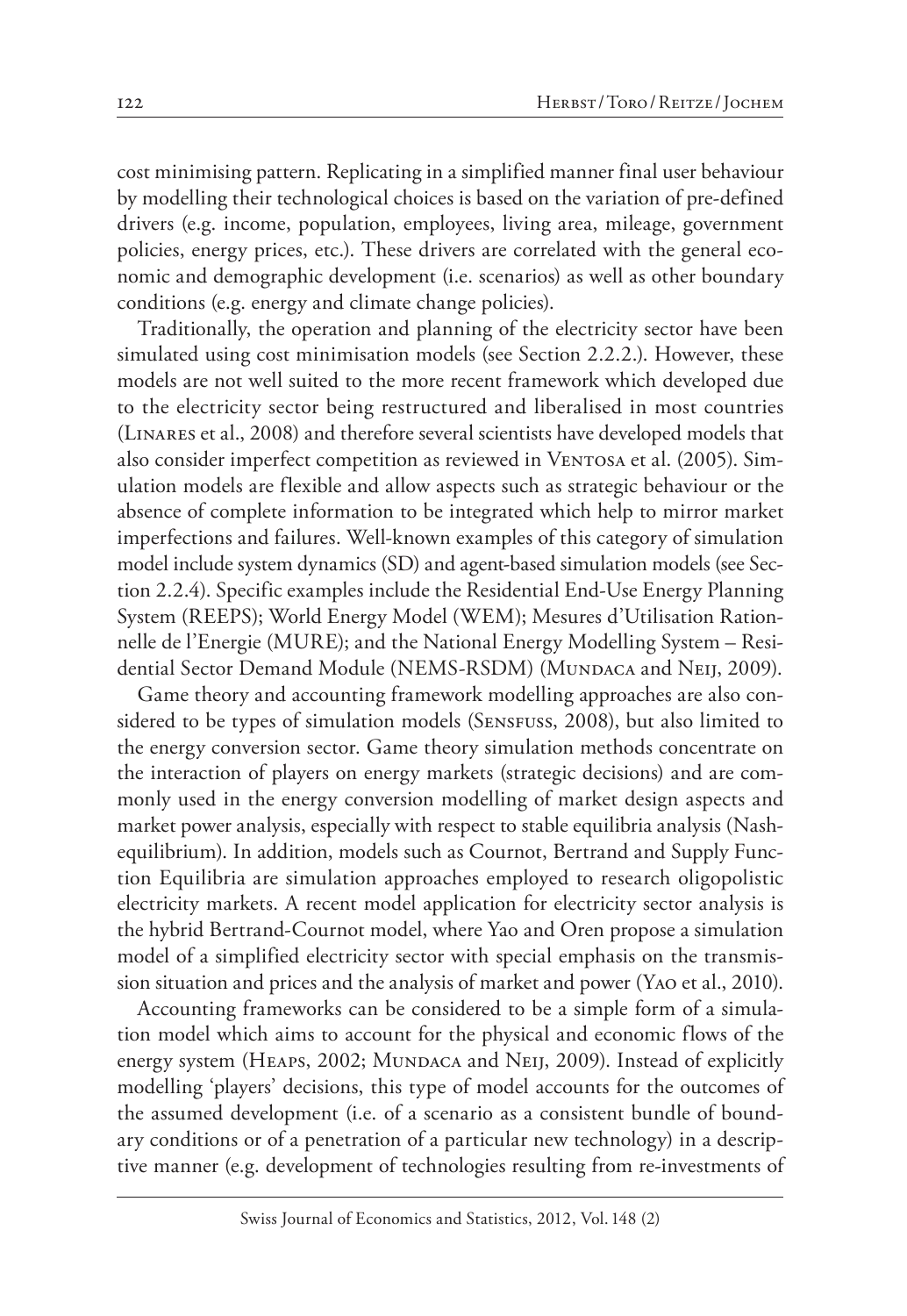cost minimising pattern. Replicating in a simplified manner final user behaviour by modelling their technological choices is based on the variation of pre-defined drivers (e.g. income, population, employees, living area, mileage, government policies, energy prices, etc.). These drivers are correlated with the general economic and demographic development (i.e. scenarios) as well as other boundary conditions (e.g. energy and climate change policies).

Traditionally, the operation and planning of the electricity sector have been simulated using cost minimisation models (see Section 2.2.2.). However, these models are not well suited to the more recent framework which developed due to the electricity sector being restructured and liberalised in most countries (Linares et al., 2008) and therefore several scientists have developed models that also consider imperfect competition as reviewed in Ventosa et al. (2005). Simulation models are flexible and allow aspects such as strategic behaviour or the absence of complete information to be integrated which help to mirror market imperfections and failures. Well-known examples of this category of simulation model include system dynamics (SD) and agent-based simulation models (see Section 2.2.4). Specific examples include the Residential End-Use Energy Planning System (REEPS); World Energy Model (WEM); Mesures d'Utilisation Rationnelle de l'Energie (MURE); and the National Energy Modelling System – Residential Sector Demand Module (NEMS-RSDM) (Mundaca and Neij, 2009).

Game theory and accounting framework modelling approaches are also considered to be types of simulation models (Sensfuss, 2008), but also limited to the energy conversion sector. Game theory simulation methods concentrate on the interaction of players on energy markets (strategic decisions) and are commonly used in the energy conversion modelling of market design aspects and market power analysis, especially with respect to stable equilibria analysis (Nash-equilibrium). In addition, models such as Cournot, Bertrand and Supply Function Equilibria are simulation approaches employed to research oligopolistic electricity markets. A recent model application for electricity sector analysis is the hybrid Bertrand-Cournot model, where Yao and Oren propose a simulation model of a simplified electricity sector with special emphasis on the transmission situation and prices and the analysis of market and power (Yao et al., 2010).

Accounting frameworks can be considered to be a simple form of a simulation model which aims to account for the physical and economic flows of the energy system (Heaps, 2002; Mundaca and Neij, 2009). Instead of explicitly modelling 'players' decisions, this type of model accounts for the outcomes of the assumed development (i.e. of a scenario as a consistent bundle of boundary conditions or of a penetration of a particular new technology) in a descriptive manner (e.g. development of technologies resulting from re-investments of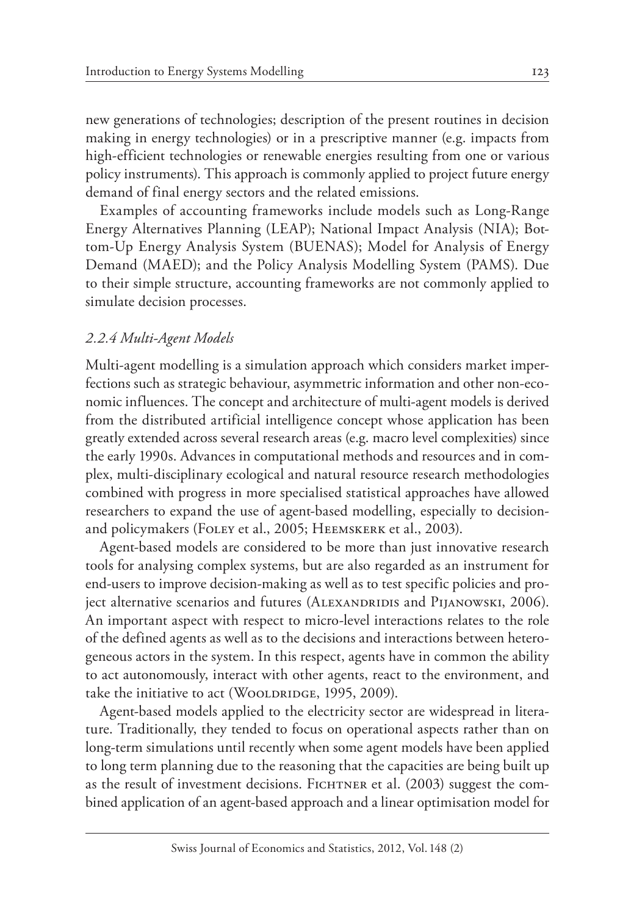new generations of technologies; description of the present routines in decision making in energy technologies) or in a prescriptive manner (e.g. impacts from high-efficient technologies or renewable energies resulting from one or various policy instruments). This approach is commonly applied to project future energy demand of final energy sectors and the related emissions.

Examples of accounting frameworks include models such as Long-Range Energy Alternatives Planning (LEAP); National Impact Analysis (NIA); Bottom-Up Energy Analysis System (BUENAS); Model for Analysis of Energy Demand (MAED); and the Policy Analysis Modelling System (PAMS). Due to their simple structure, accounting frameworks are not commonly applied to simulate decision processes.

### *2.2.4 Multi-Agent Models*

Multi-agent modelling is a simulation approach which considers market imperfections such as strategic behaviour, asymmetric information and other non-economic influences. The concept and architecture of multi-agent models is derived from the distributed artificial intelligence concept whose application has been greatly extended across several research areas (e.g. macro level complexities) since the early 1990s. Advances in computational methods and resources and in complex, multi-disciplinary ecological and natural resource research methodologies combined with progress in more specialised statistical approaches have allowed researchers to expand the use of agent-based modelling, especially to decision- and policymakers (Foley et al., 2005; Heemskerk et al., 2003).

Agent-based models are considered to be more than just innovative research tools for analysing complex systems, but are also regarded as an instrument for end-users to improve decision-making as well as to test specific policies and project alternative scenarios and futures (Alexandridis and Pijanowski, 2006). An important aspect with respect to micro-level interactions relates to the role of the defined agents as well as to the decisions and interactions between heterogeneous actors in the system. In this respect, agents have in common the ability to act autonomously, interact with other agents, react to the environment, and take the initiative to act (Wooldridge, 1995, 2009).

Agent-based models applied to the electricity sector are widespread in literature. Traditionally, they tended to focus on operational aspects rather than on long-term simulations until recently when some agent models have been applied to long term planning due to the reasoning that the capacities are being built up as the result of investment decisions. Fichtner et al. (2003) suggest the combined application of an agent-based approach and a linear optimisation model for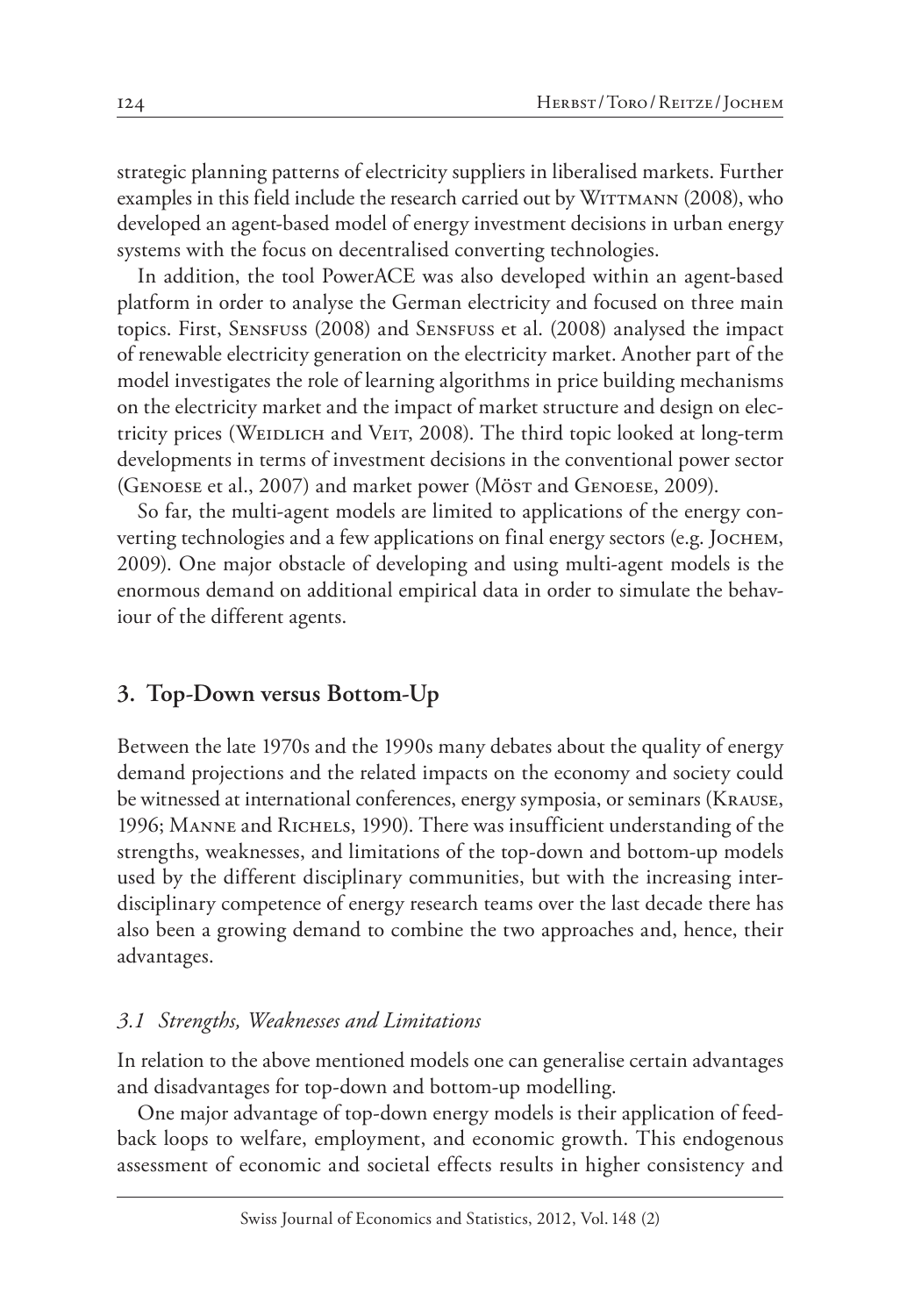strategic planning patterns of electricity suppliers in liberalised markets. Further examples in this field include the research carried out by Wittmann (2008), who developed an agent-based model of energy investment decisions in urban energy systems with the focus on decentralised converting technologies.

In addition, the tool PowerACE was also developed within an agent-based platform in order to analyse the German electricity and focused on three main topics. First, Sensfuss (2008) and Sensfuss et al. (2008) analysed the impact of renewable electricity generation on the electricity market. Another part of the model investigates the role of learning algorithms in price building mechanisms on the electricity market and the impact of market structure and design on electricity prices (Weidlich and Veit, 2008). The third topic looked at long-term developments in terms of investment decisions in the conventional power sector (Genoese et al., 2007) and market power (Möst and Genoese, 2009).

So far, the multi-agent models are limited to applications of the energy converting technologies and a few applications on final energy sectors (e.g. Jochem, 2009). One major obstacle of developing and using multi-agent models is the enormous demand on additional empirical data in order to simulate the behaviour of the different agents.

## 3. Top-Down versus Bottom-Up

Between the late 1970s and the 1990s many debates about the quality of energy demand projections and the related impacts on the economy and society could be witnessed at international conferences, energy symposia, or seminars (Krause, 1996; Manne and Richels, 1990). There was insufficient understanding of the strengths, weaknesses, and limitations of the top-down and bottom-up models used by the different disciplinary communities, but with the increasing interdisciplinary competence of energy research teams over the last decade there has also been a growing demand to combine the two approaches and, hence, their advantages.

### *3.1 Strengths, Weaknesses and Limitations*

In relation to the above mentioned models one can generalise certain advantages and disadvantages for top-down and bottom-up modelling.

One major advantage of top-down energy models is their application of feedback loops to welfare, employment, and economic growth. This endogenous assessment of economic and societal effects results in higher consistency and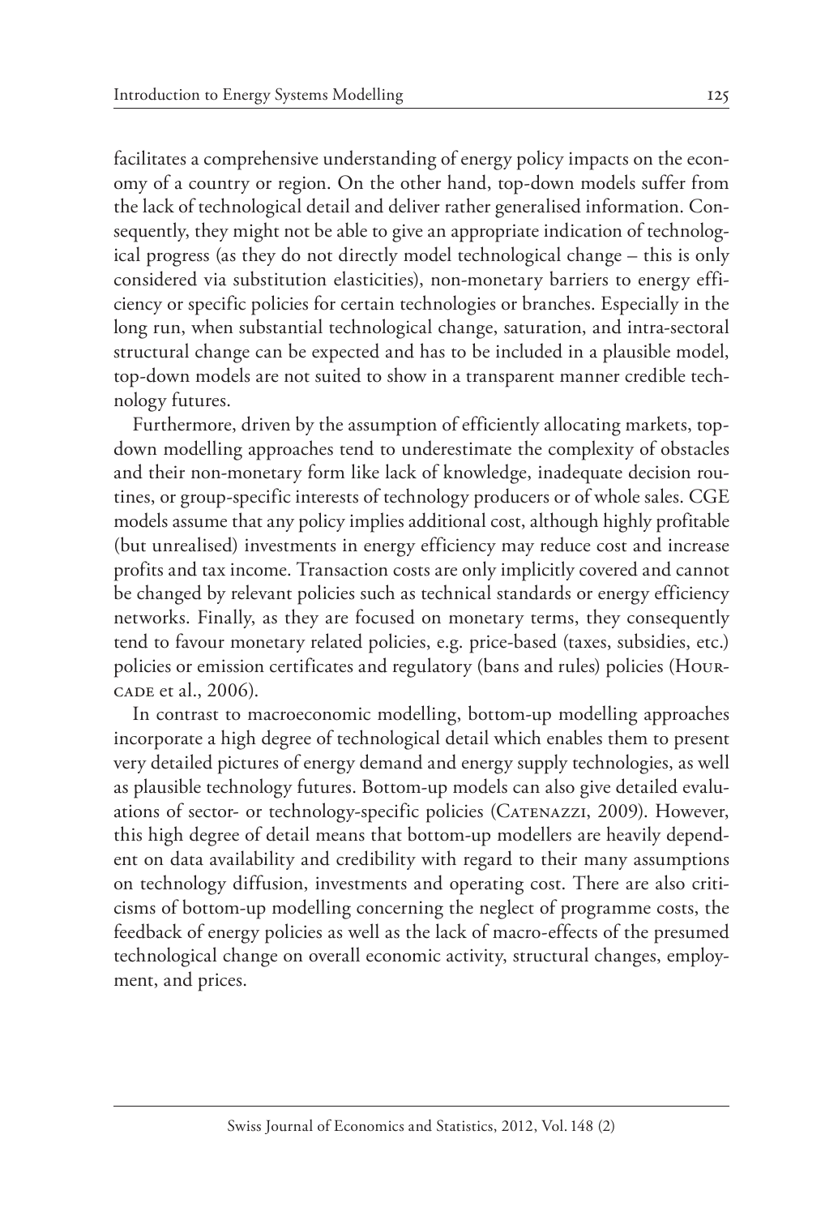facilitates a comprehensive understanding of energy policy impacts on the economy of a country or region. On the other hand, top-down models suffer from the lack of technological detail and deliver rather generalised information. Consequently, they might not be able to give an appropriate indication of technological progress (as they do not directly model technological change – this is only considered via substitution elasticities), non-monetary barriers to energy efficiency or specific policies for certain technologies or branches. Especially in the long run, when substantial technological change, saturation, and intra-sectoral structural change can be expected and has to be included in a plausible model, top-down models are not suited to show in a transparent manner credible technology futures.

Furthermore, driven by the assumption of efficiently allocating markets, top-down modelling approaches tend to underestimate the complexity of obstacles and their non-monetary form like lack of knowledge, inadequate decision routines, or group-specific interests of technology producers or of whole sales. CGE models assume that any policy implies additional cost, although highly profitable (but unrealised) investments in energy efficiency may reduce cost and increase profits and tax income. Transaction costs are only implicitly covered and cannot be changed by relevant policies such as technical standards or energy efficiency networks. Finally, as they are focused on monetary terms, they consequently tend to favour monetary related policies, e.g. price-based (taxes, subsidies, etc.) policies or emission certificates and regulatory (bans and rules) policies (Hourcade et al., 2006).

In contrast to macroeconomic modelling, bottom-up modelling approaches incorporate a high degree of technological detail which enables them to present very detailed pictures of energy demand and energy supply technologies, as well as plausible technology futures. Bottom-up models can also give detailed evaluations of sector- or technology-specific policies (Catenazzi, 2009). However, this high degree of detail means that bottom-up modellers are heavily dependent on data availability and credibility with regard to their many assumptions on technology diffusion, investments and operating cost. There are also criticisms of bottom-up modelling concerning the neglect of programme costs, the feedback of energy policies as well as the lack of macro-effects of the presumed technological change on overall economic activity, structural changes, employment, and prices.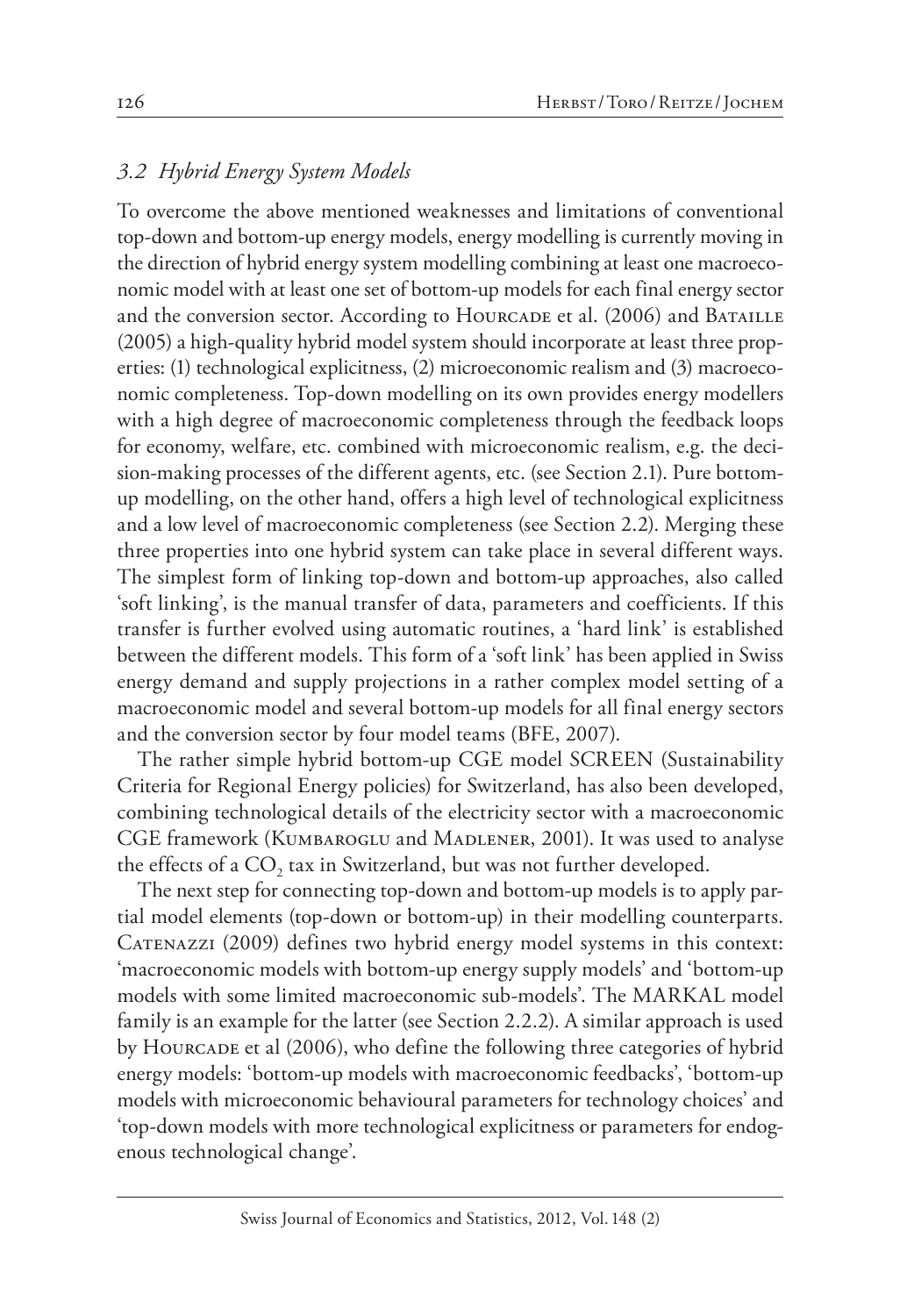### *3.2 Hybrid Energy System Models*

To overcome the above mentioned weaknesses and limitations of conventional top-down and bottom-up energy models, energy modelling is currently moving in the direction of hybrid energy system modelling combining at least one macroeconomic model with at least one set of bottom-up models for each final energy sector and the conversion sector. According to Hourcade et al. (2006) and Bataille (2005) a high-quality hybrid model system should incorporate at least three properties: (1) technological explicitness, (2) microeconomic realism and (3) macroeconomic completeness. Top-down modelling on its own provides energy modellers with a high degree of macroeconomic completeness through the feedback loops for economy, welfare, etc. combined with microeconomic realism, e.g. the decision-making processes of the different agents, etc. (see Section 2.1). Pure bottom-up modelling, on the other hand, offers a high level of technological explicitness and a low level of macroeconomic completeness (see Section 2.2). Merging these three properties into one hybrid system can take place in several different ways. The simplest form of linking top-down and bottom-up approaches, also called 'soft linking', is the manual transfer of data, parameters and coefficients. If this transfer is further evolved using automatic routines, a 'hard link' is established between the different models. This form of a 'soft link' has been applied in Swiss energy demand and supply projections in a rather complex model setting of a macroeconomic model and several bottom-up models for all final energy sectors and the conversion sector by four model teams (BFE, 2007).

The rather simple hybrid bottom-up CGE model SCREEN (Sustainability Criteria for Regional Energy policies) for Switzerland, has also been developed, combining technological details of the electricity sector with a macroeconomic CGE framework (Kumbaroglu and Madlener, 2001). It was used to analyse the effects of a $CO_2$ tax in Switzerland, but was not further developed.

The next step for connecting top-down and bottom-up models is to apply partial model elements (top-down or bottom-up) in their modelling counterparts. Catenazzi (2009) defines two hybrid energy model systems in this context: 'macroeconomic models with bottom-up energy supply models' and 'bottom-up models with some limited macroeconomic sub-models'. The MARKAL model family is an example for the latter (see Section 2.2.2). A similar approach is used by Hourcade et al (2006), who define the following three categories of hybrid energy models: 'bottom-up models with macroeconomic feedbacks', 'bottom-up models with microeconomic behavioural parameters for technology choices' and 'top-down models with more technological explicitness or parameters for endogenous technological change'.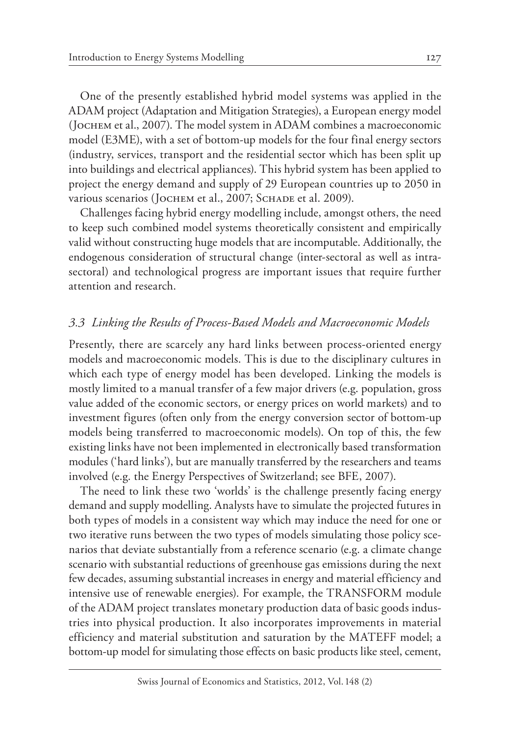One of the presently established hybrid model systems was applied in the ADAM project (Adaptation and Mitigation Strategies), a European energy model (Jochem et al., 2007). The model system in ADAM combines a macroeconomic model (E3ME), with a set of bottom-up models for the four final energy sectors (industry, services, transport and the residential sector which has been split up into buildings and electrical appliances). This hybrid system has been applied to project the energy demand and supply of 29 European countries up to 2050 in various scenarios (Jochem et al., 2007; Schade et al. 2009).

Challenges facing hybrid energy modelling include, amongst others, the need to keep such combined model systems theoretically consistent and empirically valid without constructing huge models that are incomputable. Additionally, the endogenous consideration of structural change (inter-sectoral as well as intra-sectoral) and technological progress are important issues that require further attention and research.

### *3.3 Linking the Results of Process-Based Models and Macroeconomic Models*

Presently, there are scarcely any hard links between process-oriented energy models and macroeconomic models. This is due to the disciplinary cultures in which each type of energy model has been developed. Linking the models is mostly limited to a manual transfer of a few major drivers (e.g. population, gross value added of the economic sectors, or energy prices on world markets) and to investment figures (often only from the energy conversion sector of bottom-up models being transferred to macroeconomic models). On top of this, the few existing links have not been implemented in electronically based transformation modules ('hard links'), but are manually transferred by the researchers and teams involved (e.g. the Energy Perspectives of Switzerland; see BFE, 2007).

The need to link these two 'worlds' is the challenge presently facing energy demand and supply modelling. Analysts have to simulate the projected futures in both types of models in a consistent way which may induce the need for one or two iterative runs between the two types of models simulating those policy scenarios that deviate substantially from a reference scenario (e.g. a climate change scenario with substantial reductions of greenhouse gas emissions during the next few decades, assuming substantial increases in energy and material efficiency and intensive use of renewable energies). For example, the TRANSFORM module of the ADAM project translates monetary production data of basic goods industries into physical production. It also incorporates improvements in material efficiency and material substitution and saturation by the MATEFF model; a bottom-up model for simulating those effects on basic products like steel, cement,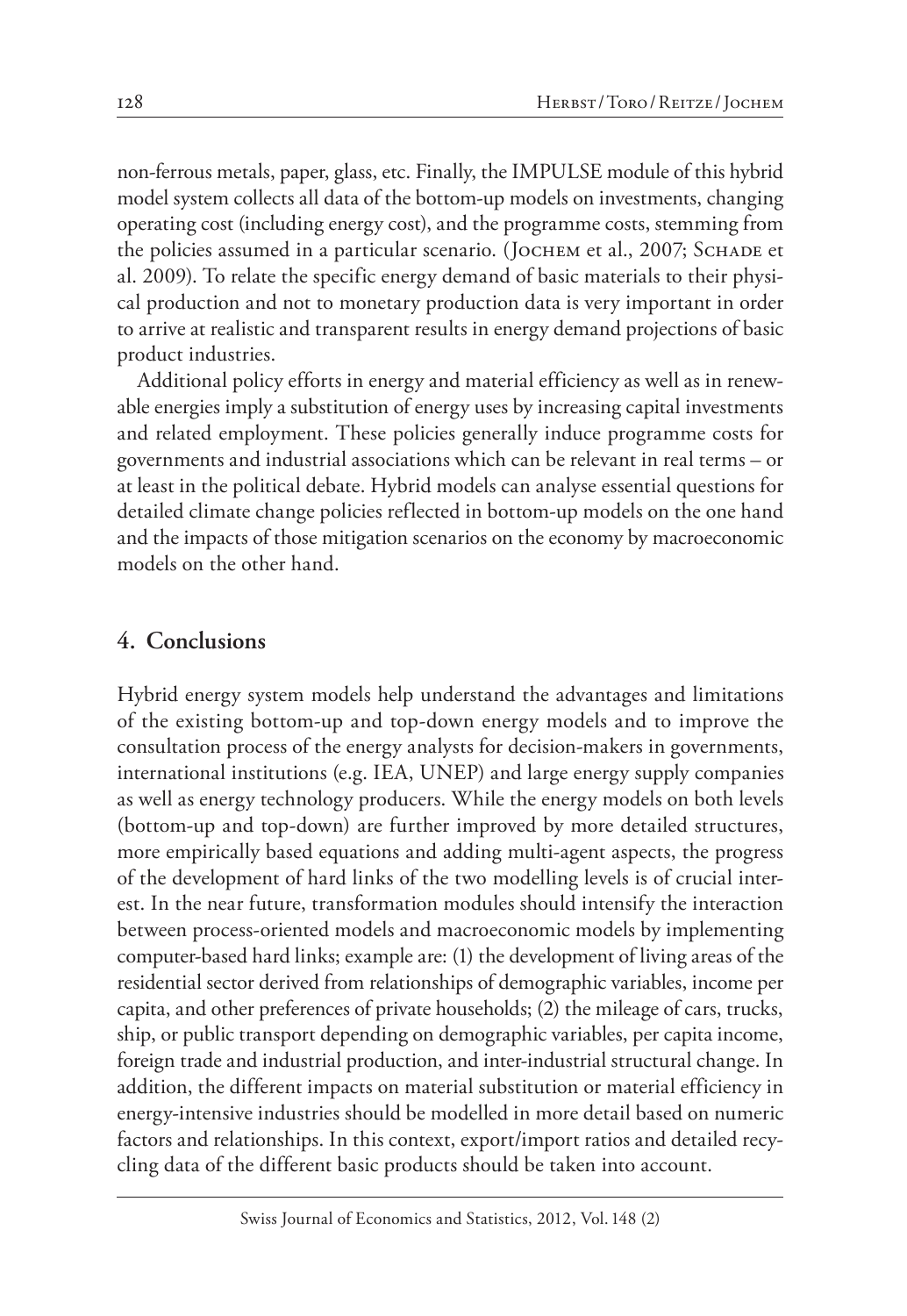non-ferrous metals, paper, glass, etc. Finally, the IMPULSE module of this hybrid model system collects all data of the bottom-up models on investments, changing operating cost (including energy cost), and the programme costs, stemming from the policies assumed in a particular scenario. (Jochem et al., 2007; Schade et al. 2009). To relate the specific energy demand of basic materials to their physical production and not to monetary production data is very important in order to arrive at realistic and transparent results in energy demand projections of basic product industries.

Additional policy efforts in energy and material efficiency as well as in renewable energies imply a substitution of energy uses by increasing capital investments and related employment. These policies generally induce programme costs for governments and industrial associations which can be relevant in real terms – or at least in the political debate. Hybrid models can analyse essential questions for detailed climate change policies reflected in bottom-up models on the one hand and the impacts of those mitigation scenarios on the economy by macroeconomic models on the other hand.

## 4. Conclusions

Hybrid energy system models help understand the advantages and limitations of the existing bottom-up and top-down energy models and to improve the consultation process of the energy analysts for decision-makers in governments, international institutions (e.g. IEA, UNEP) and large energy supply companies as well as energy technology producers. While the energy models on both levels (bottom-up and top-down) are further improved by more detailed structures, more empirically based equations and adding multi-agent aspects, the progress of the development of hard links of the two modelling levels is of crucial interest. In the near future, transformation modules should intensify the interaction between process-oriented models and macroeconomic models by implementing computer-based hard links; example are: (1) the development of living areas of the residential sector derived from relationships of demographic variables, income per capita, and other preferences of private households; (2) the mileage of cars, trucks, ship, or public transport depending on demographic variables, per capita income, foreign trade and industrial production, and inter-industrial structural change. In addition, the different impacts on material substitution or material efficiency in energy-intensive industries should be modelled in more detail based on numeric factors and relationships. In this context, export/import ratios and detailed recycling data of the different basic products should be taken into account.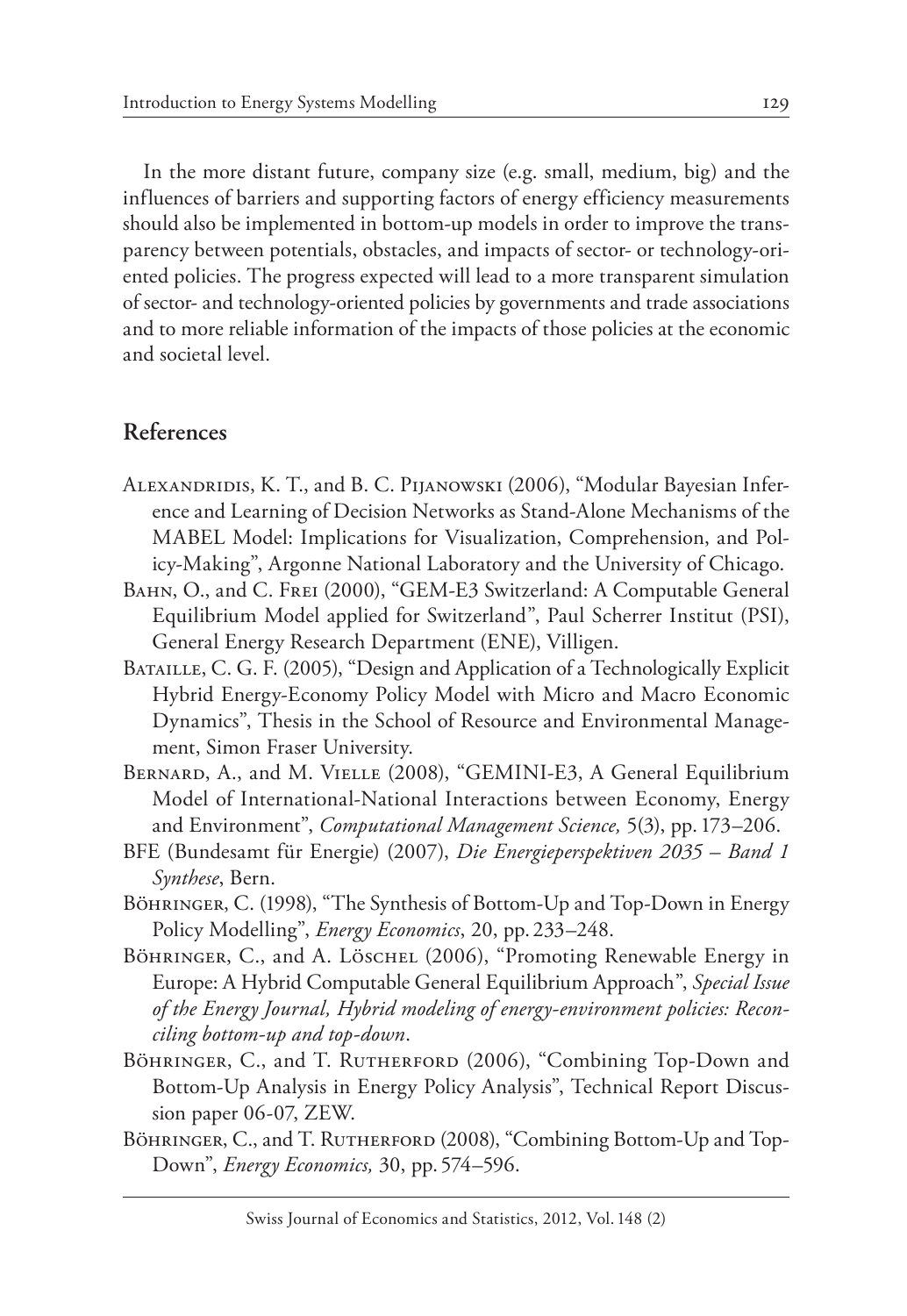In the more distant future, company size (e.g. small, medium, big) and the influences of barriers and supporting factors of energy efficiency measurements should also be implemented in bottom-up models in order to improve the transparency between potentials, obstacles, and impacts of sector- or technology-oriented policies. The progress expected will lead to a more transparent simulation of sector- and technology-oriented policies by governments and trade associations and to more reliable information of the impacts of those policies at the economic and societal level.

## References

- Alexandridis, K. T., and B. C. Pijanowski (2006), "Modular Bayesian Inference and Learning of Decision Networks as Stand-Alone Mechanisms of the MABEL Model: Implications for Visualization, Comprehension, and Policy-Making", Argonne National Laboratory and the University of Chicago.
- Bahn, O., and C. Frei (2000), "GEM-E3 Switzerland: A Computable General Equilibrium Model applied for Switzerland", Paul Scherrer Institut (PSI), General Energy Research Department (ENE), Villigen.
- Bataille, C. G. F. (2005), "Design and Application of a Technologically Explicit Hybrid Energy-Economy Policy Model with Micro and Macro Economic Dynamics", Thesis in the School of Resource and Environmental Management, Simon Fraser University.
- Bernard, A., and M. Vielle (2008), "GEMINI-E3, A General Equilibrium Model of International-National Interactions between Economy, Energy and Environment", *Computational Management Science,* 5(3), pp. 173–206.
- BFE (Bundesamt für Energie) (2007), *Die Energieperspektiven 2035 – Band 1 Synthese*, Bern.
- Böhringer, C. (1998), "The Synthesis of Bottom-Up and Top-Down in Energy Policy Modelling", *Energy Economics*, 20, pp. 233–248.
- Böhringer, C., and A. Löschel (2006), "Promoting Renewable Energy in Europe: A Hybrid Computable General Equilibrium Approach", *Special Issue of the Energy Journal, Hybrid modeling of energy-environment policies: Reconciling bottom-up and top-down*.
- Böhringer, C., and T. Rutherford (2006), "Combining Top-Down and Bottom-Up Analysis in Energy Policy Analysis", Technical Report Discussion paper 06-07, ZEW.
- Böhringer, C., and T. Rutherford (2008), "Combining Bottom-Up and Top-Down", *Energy Economics,* 30, pp. 574–596.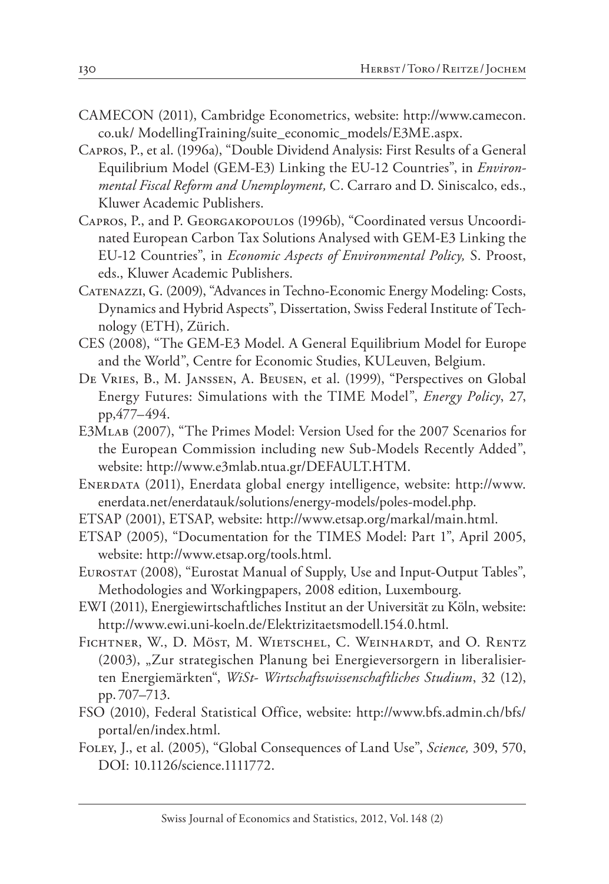CAMECON (2011), Cambridge Econometrics, website: http://www.camecon.co.uk/ ModellingTraining/suite_economic_models/E3ME.aspx.

Capros, P., et al. (1996a), "Double Dividend Analysis: First Results of a General Equilibrium Model (GEM-E3) Linking the EU-12 Countries", in *Environmental Fiscal Reform and Unemployment,* C. Carraro and D. Siniscalco, eds., Kluwer Academic Publishers.

Capros, P., and P. Georgakopoulos (1996b), "Coordinated versus Uncoordinated European Carbon Tax Solutions Analysed with GEM-E3 Linking the EU-12 Countries", in *Economic Aspects of Environmental Policy,* S. Proost, eds., Kluwer Academic Publishers.

Catenazzi, G. (2009), "Advances in Techno-Economic Energy Modeling: Costs, Dynamics and Hybrid Aspects", Dissertation, Swiss Federal Institute of Technology (ETH), Zürich.

CES (2008), "The GEM-E3 Model. A General Equilibrium Model for Europe and the World", Centre for Economic Studies, KULeuven, Belgium.

De Vries, B., M. Janssen, A. Beusen, et al. (1999), "Perspectives on Global Energy Futures: Simulations with the TIME Model", *Energy Policy*, 27, pp,477–494.

E3Mlab (2007), "The Primes Model: Version Used for the 2007 Scenarios for the European Commission including new Sub-Models Recently Added", website: http://www.e3mlab.ntua.gr/DEFAULT.HTM.

Enerdata (2011), Enerdata global energy intelligence, website: http://www.enerdata.net/enerdatauk/solutions/energy-models/poles-model.php.

ETSAP (2001), ETSAP, website: http://www.etsap.org/markal/main.html.

ETSAP (2005), "Documentation for the TIMES Model: Part 1", April 2005, website: http://www.etsap.org/tools.html.

Eurostat (2008), "Eurostat Manual of Supply, Use and Input-Output Tables", Methodologies and Workingpapers, 2008 edition, Luxembourg.

EWI (2011), Energiewirtschaftliches Institut an der Universität zu Köln, website: http://www.ewi.uni-koeln.de/Elektrizitaetsmodell.154.0.html.

Fichtner, W., D. Möst, M. Wietschel, C. Weinhardt, and O. Rentz (2003), „Zur strategischen Planung bei Energieversorgern in liberalisierten Energiemärkten", *WiSt- Wirtschaftswissenschaftliches Studium*, 32 (12), pp. 707–713.

FSO (2010), Federal Statistical Office, website: http://www.bfs.admin.ch/bfs/portal/en/index.html.

Foley, J., et al. (2005), "Global Consequences of Land Use", *Science,* 309, 570, DOI: 10.1126/science.1111772.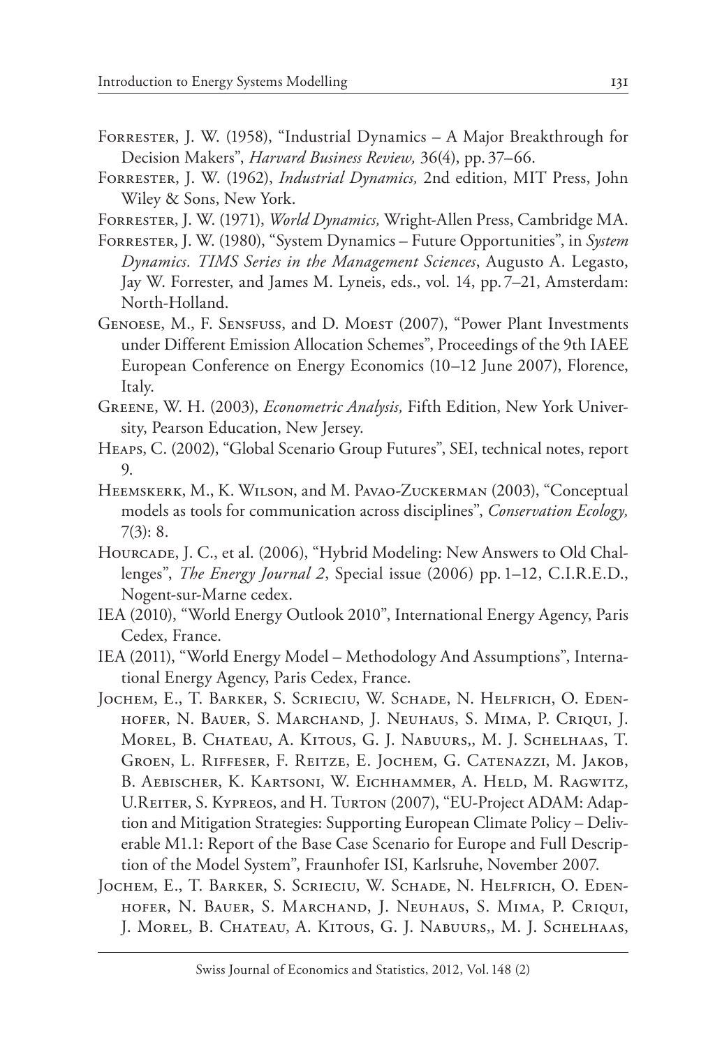Forrester, J. W. (1958), "Industrial Dynamics – A Major Breakthrough for Decision Makers", *Harvard Business Review,* 36(4), pp. 37–66.

Forrester, J. W. (1962), *Industrial Dynamics,* 2nd edition, MIT Press, John Wiley & Sons, New York.

Forrester, J. W. (1971), *World Dynamics,* Wright-Allen Press, Cambridge MA.

Forrester, J. W. (1980), "System Dynamics – Future Opportunities", in *System Dynamics. TIMS Series in the Management Sciences*, Augusto A. Legasto, Jay W. Forrester, and James M. Lyneis, eds., vol. 14, pp. 7–21, Amsterdam: North-Holland.

Genoese, M., F. Sensfuss, and D. Moest (2007), "Power Plant Investments under Different Emission Allocation Schemes", Proceedings of the 9th IAEE European Conference on Energy Economics (10–12 June 2007), Florence, Italy.

Greene, W. H. (2003), *Econometric Analysis,* Fifth Edition, New York University, Pearson Education, New Jersey.

Heaps, C. (2002), "Global Scenario Group Futures", SEI, technical notes, report 9.

Heemskerk, M., K. Wilson, and M. Pavao-Zuckerman (2003), "Conceptual models as tools for communication across disciplines", *Conservation Ecology,* 7(3): 8.

Hourcade, J. C., et al. (2006), "Hybrid Modeling: New Answers to Old Challenges", *The Energy Journal 2*, Special issue (2006) pp. 1–12, C.I.R.E.D., Nogent-sur-Marne cedex.

IEA (2010), "World Energy Outlook 2010", International Energy Agency, Paris Cedex, France.

IEA (2011), "World Energy Model – Methodology And Assumptions", International Energy Agency, Paris Cedex, France.

Jochem, E., T. Barker, S. Scrieciu, W. Schade, N. Helfrich, O. Edenhofer, N. Bauer, S. Marchand, J. Neuhaus, S. Mima, P. Criqui, J. Morel, B. Chateau, A. Kitous, G. J. Nabuurs,, M. J. Schelhaas, T. Groen, L. Riffeser, F. Reitze, E. Jochem, G. Catenazzi, M. Jakob, B. Aebischer, K. Kartsoni, W. Eichhammer, A. Held, M. Ragwitz, U.Reiter, S. Kypreos, and H. Turton (2007), "EU-Project ADAM: Adaption and Mitigation Strategies: Supporting European Climate Policy – Deliverable M1.1: Report of the Base Case Scenario for Europe and Full Description of the Model System", Fraunhofer ISI, Karlsruhe, November 2007.

Jochem, E., T. Barker, S. Scrieciu, W. Schade, N. Helfrich, O. Edenhofer, N. Bauer, S. Marchand, J. Neuhaus, S. Mima, P. Criqui, J. Morel, B. Chateau, A. Kitous, G. J. Nabuurs,, M. J. Schelhaas,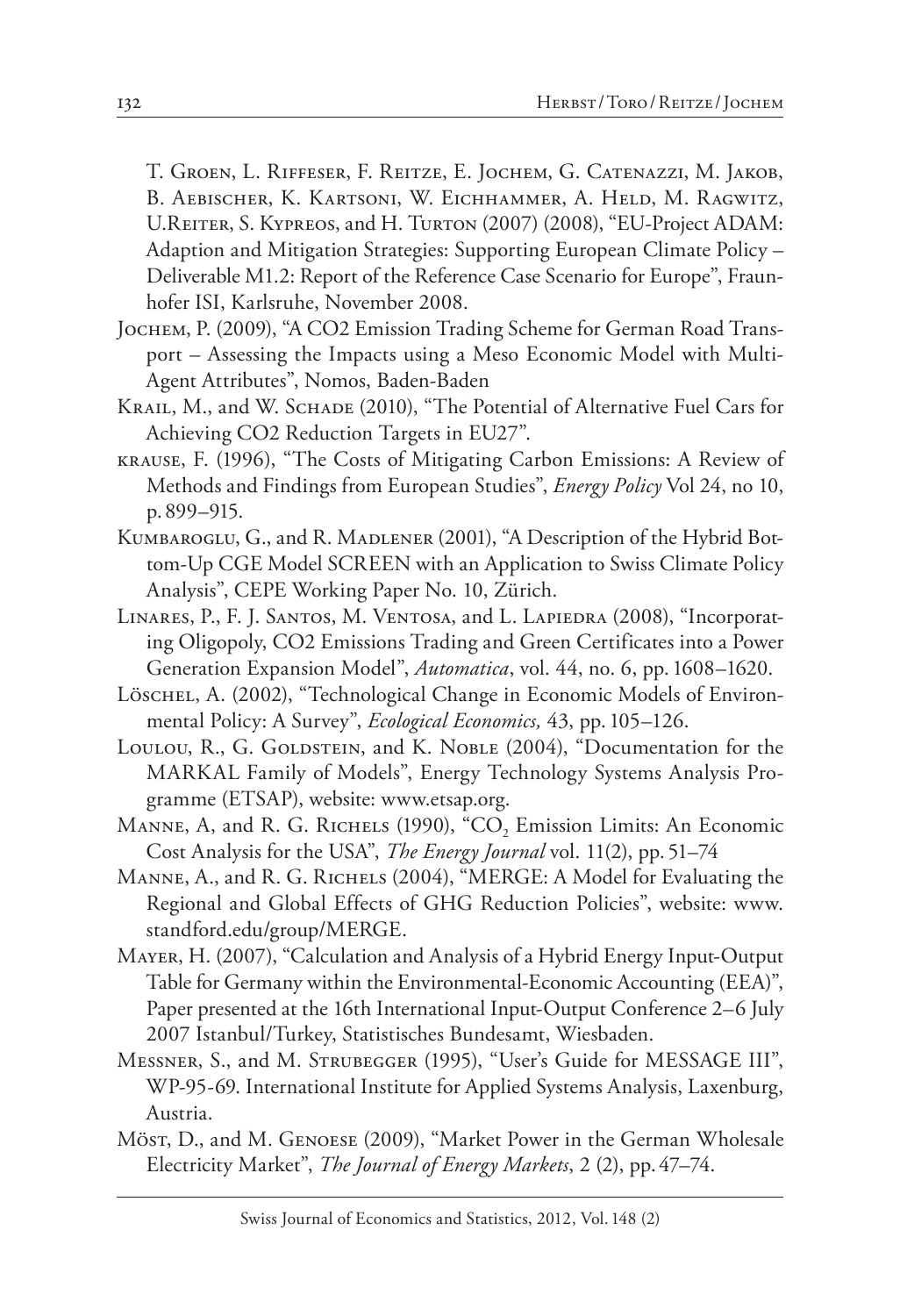T. Groen, L. Riffeser, F. Reitze, E. Jochem, G. Catenazzi, M. Jakob, B. Aebischer, K. Kartsoni, W. Eichhammer, A. Held, M. Ragwitz, U.Reiter, S. Kypreos, and H. Turton (2007) (2008), "EU-Project ADAM: Adaption and Mitigation Strategies: Supporting European Climate Policy – Deliverable M1.2: Report of the Reference Case Scenario for Europe", Fraunhofer ISI, Karlsruhe, November 2008.

Jochem, P. (2009), "A CO2 Emission Trading Scheme for German Road Transport – Assessing the Impacts using a Meso Economic Model with Multi-Agent Attributes", Nomos, Baden-Baden

Krail, M., and W. Schade (2010), "The Potential of Alternative Fuel Cars for Achieving CO2 Reduction Targets in EU27".

krause, F. (1996), "The Costs of Mitigating Carbon Emissions: A Review of Methods and Findings from European Studies", *Energy Policy* Vol 24, no 10, p. 899–915.

Kumbaroglu, G., and R. Madlener (2001), "A Description of the Hybrid Bottom-Up CGE Model SCREEN with an Application to Swiss Climate Policy Analysis", CEPE Working Paper No. 10, Zürich.

Linares, P., F. J. Santos, M. Ventosa, and L. Lapiedra (2008), "Incorporating Oligopoly, CO2 Emissions Trading and Green Certificates into a Power Generation Expansion Model", *Automatica*, vol. 44, no. 6, pp. 1608–1620.

Löschel, A. (2002), "Technological Change in Economic Models of Environmental Policy: A Survey", *Ecological Economics,* 43, pp. 105–126.

Loulou, R., G. Goldstein, and K. Noble (2004), "Documentation for the MARKAL Family of Models", Energy Technology Systems Analysis Programme (ETSAP), website: www.etsap.org.

Manne, A, and R. G. Richels (1990), "$CO_2$ Emission Limits: An Economic Cost Analysis for the USA", *The Energy Journal* vol. 11(2), pp. 51–74

Manne, A., and R. G. Richels (2004), "MERGE: A Model for Evaluating the Regional and Global Effects of GHG Reduction Policies", website: www.standford.edu/group/MERGE.

Mayer, H. (2007), "Calculation and Analysis of a Hybrid Energy Input-Output Table for Germany within the Environmental-Economic Accounting (EEA)", Paper presented at the 16th International Input-Output Conference 2–6 July 2007 Istanbul/Turkey, Statistisches Bundesamt, Wiesbaden.

Messner, S., and M. Strubegger (1995), "User's Guide for MESSAGE III", WP-95-69. International Institute for Applied Systems Analysis, Laxenburg, Austria.

Möst, D., and M. Genoese (2009), "Market Power in the German Wholesale Electricity Market", *The Journal of Energy Markets*, 2 (2), pp. 47–74.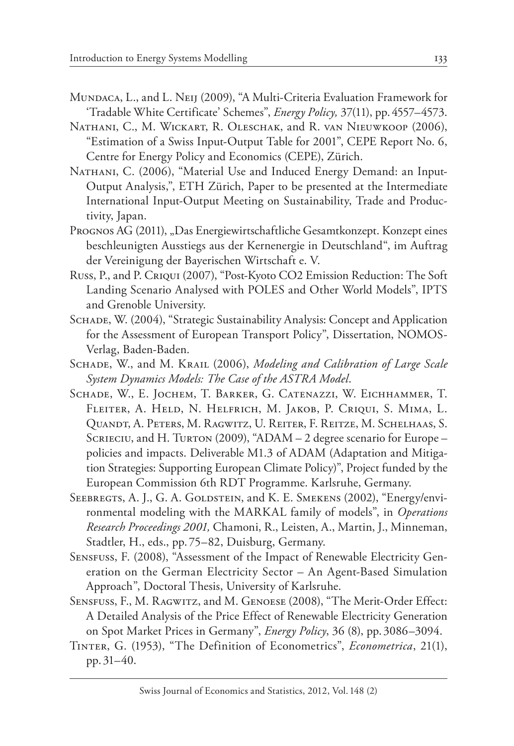Mundaca, L., and L. Neij (2009), "A Multi-Criteria Evaluation Framework for 'Tradable White Certificate' Schemes", *Energy Policy,* 37(11), pp. 4557–4573.

Nathani, C., M. Wickart, R. Oleschak, and R. van Nieuwkoop (2006), "Estimation of a Swiss Input-Output Table for 2001", CEPE Report No. 6, Centre for Energy Policy and Economics (CEPE), Zürich.

Nathani, C. (2006), "Material Use and Induced Energy Demand: an Input-Output Analysis,", ETH Zürich, Paper to be presented at the Intermediate International Input-Output Meeting on Sustainability, Trade and Productivity, Japan.

Prognos AG (2011), „Das Energiewirtschaftliche Gesamtkonzept. Konzept eines beschleunigten Ausstiegs aus der Kernenergie in Deutschland", im Auftrag der Vereinigung der Bayerischen Wirtschaft e. V.

Russ, P., and P. Criqui (2007), "Post-Kyoto CO2 Emission Reduction: The Soft Landing Scenario Analysed with POLES and Other World Models", IPTS and Grenoble University.

Schade, W. (2004), "Strategic Sustainability Analysis: Concept and Application for the Assessment of European Transport Policy", Dissertation, NOMOS-Verlag, Baden-Baden.

Schade, W., and M. Krail (2006), *Modeling and Calibration of Large Scale System Dynamics Models: The Case of the ASTRA Model*.

Schade, W., E. Jochem, T. Barker, G. Catenazzi, W. Eichhammer, T. Fleiter, A. Held, N. Helfrich, M. Jakob, P. Criqui, S. Mima, L. Quandt, A. Peters, M. Ragwitz, U. Reiter, F. Reitze, M. Schelhaas, S. Scrieciu, and H. Turton (2009), "ADAM – 2 degree scenario for Europe – policies and impacts. Deliverable M1.3 of ADAM (Adaptation and Mitigation Strategies: Supporting European Climate Policy)", Project funded by the European Commission 6th RDT Programme. Karlsruhe, Germany.

Seebregts, A. J., G. A. Goldstein, and K. E. Smekens (2002), "Energy/environmental modeling with the MARKAL family of models", in *Operations Research Proceedings 2001,* Chamoni, R., Leisten, A., Martin, J., Minneman, Stadtler, H., eds., pp. 75–82, Duisburg, Germany.

Sensfuss, F. (2008), "Assessment of the Impact of Renewable Electricity Generation on the German Electricity Sector – An Agent-Based Simulation Approach", Doctoral Thesis, University of Karlsruhe.

Sensfuss, F., M. Ragwitz, and M. Genoese (2008), "The Merit-Order Effect: A Detailed Analysis of the Price Effect of Renewable Electricity Generation on Spot Market Prices in Germany", *Energy Policy*, 36 (8), pp. 3086–3094.

Tinter, G. (1953), "The Definition of Econometrics", *Econometrica*, 21(1), pp. 31–40.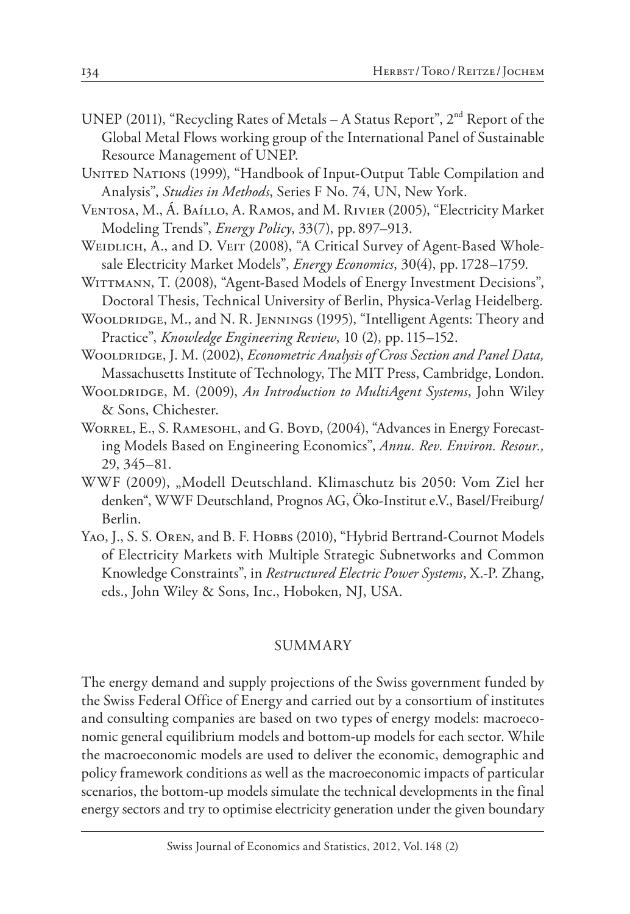UNEP (2011), "Recycling Rates of Metals – A Status Report", 2nd Report of the Global Metal Flows working group of the International Panel of Sustainable Resource Management of UNEP.

United Nations (1999), "Handbook of Input-Output Table Compilation and Analysis", *Studies in Methods*, Series F No. 74, UN, New York.

Ventosa, M., Á. Baíllo, A. Ramos, and M. Rivier (2005), "Electricity Market Modeling Trends", *Energy Policy*, 33(7), pp. 897–913.

Weidlich, A., and D. Veit (2008), "A Critical Survey of Agent-Based Wholesale Electricity Market Models", *Energy Economics*, 30(4), pp. 1728–1759.

Wittmann, T. (2008), "Agent-Based Models of Energy Investment Decisions", Doctoral Thesis, Technical University of Berlin, Physica-Verlag Heidelberg.

Wooldridge, M., and N. R. Jennings (1995), "Intelligent Agents: Theory and Practice", *Knowledge Engineering Review*, 10 (2), pp. 115–152.

Wooldridge, J. M. (2002), *Econometric Analysis of Cross Section and Panel Data,* Massachusetts Institute of Technology, The MIT Press, Cambridge, London.

Wooldridge, M. (2009), *An Introduction to MultiAgent Systems*, John Wiley & Sons, Chichester.

Worrel, E., S. Ramesohl, and G. Boyd, (2004), "Advances in Energy Forecasting Models Based on Engineering Economics", *Annu. Rev. Environ. Resour.,* 29, 345–81.

WWF (2009), „Modell Deutschland. Klimaschutz bis 2050: Vom Ziel her denken", WWF Deutschland, Prognos AG, Öko-Institut e.V., Basel/Freiburg/Berlin.

Yao, J., S. S. Oren, and B. F. Hobbs (2010), "Hybrid Bertrand-Cournot Models of Electricity Markets with Multiple Strategic Subnetworks and Common Knowledge Constraints", in *Restructured Electric Power Systems*, X.-P. Zhang, eds., John Wiley & Sons, Inc., Hoboken, NJ, USA.

## SUMMARY

The energy demand and supply projections of the Swiss government funded by the Swiss Federal Office of Energy and carried out by a consortium of institutes and consulting companies are based on two types of energy models: macroeconomic general equilibrium models and bottom-up models for each sector. While the macroeconomic models are used to deliver the economic, demographic and policy framework conditions as well as the macroeconomic impacts of particular scenarios, the bottom-up models simulate the technical developments in the final energy sectors and try to optimise electricity generation under the given boundary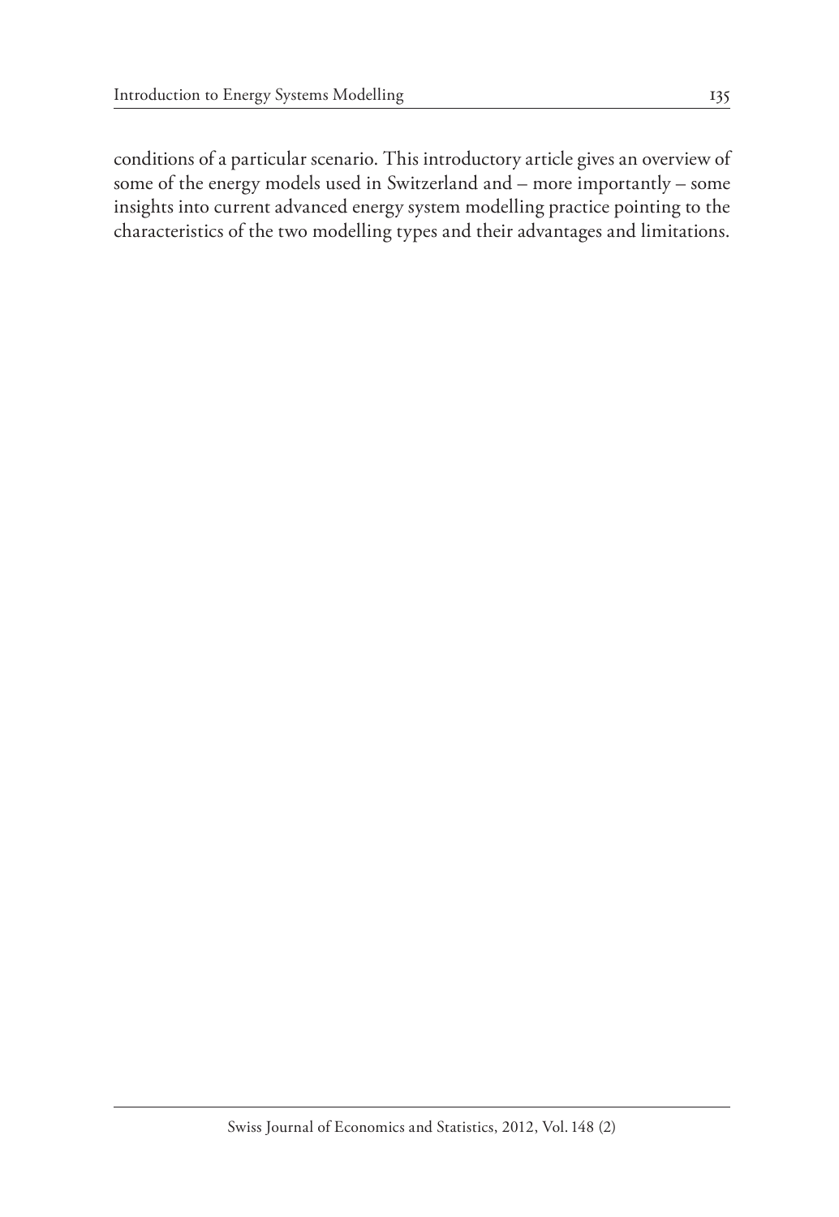conditions of a particular scenario. This introductory article gives an overview of some of the energy models used in Switzerland and – more importantly – some insights into current advanced energy system modelling practice pointing to the characteristics of the two modelling types and their advantages and limitations.